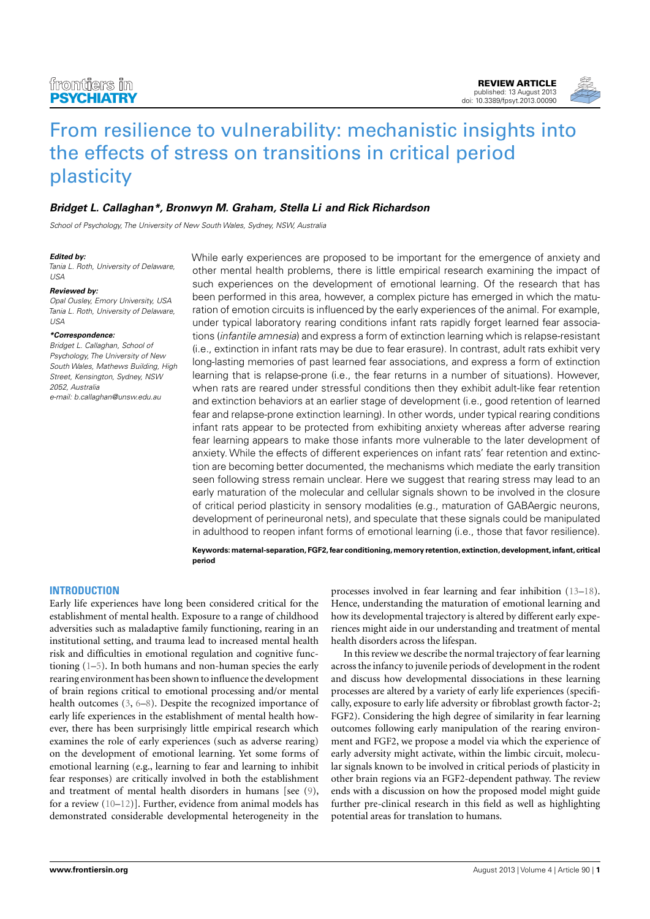REVIEW ARTICLE
published: 13 August 2013
doi: 10.3389/fpsyt.2013.00090

# From resilience to vulnerability: mechanistic insights into the effects of stress on transitions in critical period plasticity

***Bridget L. Callaghan\*, Bronwyn M. Graham, Stella Li and Rick Richardson***

*School of Psychology, The University of New South Wales, Sydney, NSW, Australia*

***Edited by:***
*Tania L. Roth, University of Delaware, USA*

***Reviewed by:***
*Opal Ousley, Emory University, USA*
*Tania L. Roth, University of Delaware, USA*

***\*Correspondence:***
*Bridget L. Callaghan, School of Psychology, The University of New South Wales, Mathews Building, High Street, Kensington, Sydney, NSW 2052, Australia*
*e-mail: b.callaghan@unsw.edu.au*

While early experiences are proposed to be important for the emergence of anxiety and other mental health problems, there is little empirical research examining the impact of such experiences on the development of emotional learning. Of the research that has been performed in this area, however, a complex picture has emerged in which the maturation of emotion circuits is influenced by the early experiences of the animal. For example, under typical laboratory rearing conditions infant rats rapidly forget learned fear associations (*infantile amnesia*) and express a form of extinction learning which is relapse-resistant (i.e., extinction in infant rats may be due to fear erasure). In contrast, adult rats exhibit very long-lasting memories of past learned fear associations, and express a form of extinction learning that is relapse-prone (i.e., the fear returns in a number of situations). However, when rats are reared under stressful conditions then they exhibit adult-like fear retention and extinction behaviors at an earlier stage of development (i.e., good retention of learned fear and relapse-prone extinction learning). In other words, under typical rearing conditions infant rats appear to be protected from exhibiting anxiety whereas after adverse rearing fear learning appears to make those infants more vulnerable to the later development of anxiety. While the effects of different experiences on infant rats' fear retention and extinction are becoming better documented, the mechanisms which mediate the early transition seen following stress remain unclear. Here we suggest that rearing stress may lead to an early maturation of the molecular and cellular signals shown to be involved in the closure of critical period plasticity in sensory modalities (e.g., maturation of GABAergic neurons, development of perineuronal nets), and speculate that these signals could be manipulated in adulthood to reopen infant forms of emotional learning (i.e., those that favor resilience).

**Keywords: maternal-separation, FGF2, fear conditioning, memory retention, extinction, development, infant, critical period**

## INTRODUCTION

Early life experiences have long been considered critical for the establishment of mental health. Exposure to a range of childhood adversities such as maladaptive family functioning, rearing in an institutional setting, and trauma lead to increased mental health risk and difficulties in emotional regulation and cognitive functioning (1–5). In both humans and non-human species the early rearing environment has been shown to influence the development of brain regions critical to emotional processing and/or mental health outcomes (3, 6–8). Despite the recognized importance of early life experiences in the establishment of mental health however, there has been surprisingly little empirical research which examines the role of early experiences (such as adverse rearing) on the development of emotional learning. Yet some forms of emotional learning (e.g., learning to fear and learning to inhibit fear responses) are critically involved in both the establishment and treatment of mental health disorders in humans [see (9), for a review (10–12)]. Further, evidence from animal models has demonstrated considerable developmental heterogeneity in the processes involved in fear learning and fear inhibition (13–18). Hence, understanding the maturation of emotional learning and how its developmental trajectory is altered by different early experiences might aide in our understanding and treatment of mental health disorders across the lifespan.

In this review we describe the normal trajectory of fear learning across the infancy to juvenile periods of development in the rodent and discuss how developmental dissociations in these learning processes are altered by a variety of early life experiences (specifically, exposure to early life adversity or fibroblast growth factor-2; FGF2). Considering the high degree of similarity in fear learning outcomes following early manipulation of the rearing environment and FGF2, we propose a model via which the experience of early adversity might activate, within the limbic circuit, molecular signals known to be involved in critical periods of plasticity in other brain regions via an FGF2-dependent pathway. The review ends with a discussion on how the proposed model might guide further pre-clinical research in this field as well as highlighting potential areas for translation to humans.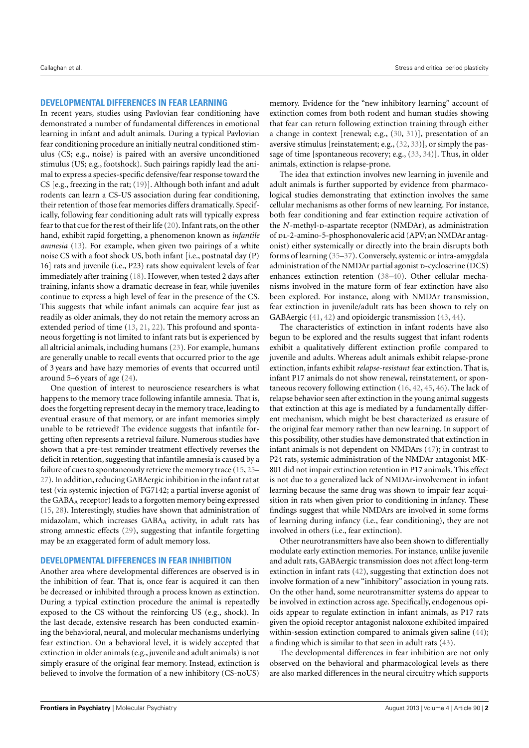## DEVELOPMENTAL DIFFERENCES IN FEAR LEARNING

In recent years, studies using Pavlovian fear conditioning have demonstrated a number of fundamental differences in emotional learning in infant and adult animals. During a typical Pavlovian fear conditioning procedure an initially neutral conditioned stimulus (CS; e.g., noise) is paired with an aversive unconditioned stimulus (US; e.g., footshock). Such pairings rapidly lead the animal to express a species-specific defensive/fear response toward the CS [e.g., freezing in the rat; (19)]. Although both infant and adult rodents can learn a CS-US association during fear conditioning, their retention of those fear memories differs dramatically. Specifically, following fear conditioning adult rats will typically express fear to that cue for the rest of their life (20). Infant rats, on the other hand, exhibit rapid forgetting, a phenomenon known as *infantile amnesia* (13). For example, when given two pairings of a white noise CS with a foot shock US, both infant [i.e., postnatal day (P) 16] rats and juvenile (i.e., P23) rats show equivalent levels of fear immediately after training (18). However, when tested 2 days after training, infants show a dramatic decrease in fear, while juveniles continue to express a high level of fear in the presence of the CS. This suggests that while infant animals can acquire fear just as readily as older animals, they do not retain the memory across an extended period of time (13, 21, 22). This profound and spontaneous forgetting is not limited to infant rats but is experienced by all altricial animals, including humans (23). For example, humans are generally unable to recall events that occurred prior to the age of 3 years and have hazy memories of events that occurred until around 5–6 years of age (24).

One question of interest to neuroscience researchers is what happens to the memory trace following infantile amnesia. That is, does the forgetting represent decay in the memory trace, leading to eventual erasure of that memory, or are infant memories simply unable to be retrieved? The evidence suggests that infantile forgetting often represents a retrieval failure. Numerous studies have shown that a pre-test reminder treatment effectively reverses the deficit in retention, suggesting that infantile amnesia is caused by a failure of cues to spontaneously retrieve the memory trace (15, 25–27). In addition, reducing GABAergic inhibition in the infant rat at test (via systemic injection of FG7142; a partial inverse agonist of the $GABA_A$ receptor) leads to a forgotten memory being expressed (15, 28). Interestingly, studies have shown that administration of midazolam, which increases $GABA_A$ activity, in adult rats has strong amnestic effects (29), suggesting that infantile forgetting may be an exaggerated form of adult memory loss.

## DEVELOPMENTAL DIFFERENCES IN FEAR INHIBITION

Another area where developmental differences are observed is in the inhibition of fear. That is, once fear is acquired it can then be decreased or inhibited through a process known as extinction. During a typical extinction procedure the animal is repeatedly exposed to the CS without the reinforcing US (e.g., shock). In the last decade, extensive research has been conducted examining the behavioral, neural, and molecular mechanisms underlying fear extinction. On a behavioral level, it is widely accepted that extinction in older animals (e.g., juvenile and adult animals) is not simply erasure of the original fear memory. Instead, extinction is believed to involve the formation of a new inhibitory (CS-noUS) memory. Evidence for the "new inhibitory learning" account of extinction comes from both rodent and human studies showing that fear can return following extinction training through either a change in context [renewal; e.g., (30, 31)], presentation of an aversive stimulus [reinstatement; e.g., (32, 33)], or simply the passage of time [spontaneous recovery; e.g., (33, 34)]. Thus, in older animals, extinction is relapse-prone.

The idea that extinction involves new learning in juvenile and adult animals is further supported by evidence from pharmacological studies demonstrating that extinction involves the same cellular mechanisms as other forms of new learning. For instance, both fear conditioning and fear extinction require activation of the *N*-methyl-D-aspartate receptor (NMDAr), as administration of DL-2-amino-5-phosphonovaleric acid (APV; an NMDAr antagonist) either systemically or directly into the brain disrupts both forms of learning (35–37). Conversely, systemic or intra-amygdala administration of the NMDAr partial agonist D-cycloserine (DCS) enhances extinction retention (38–40). Other cellular mechanisms involved in the mature form of fear extinction have also been explored. For instance, along with NMDAr transmission, fear extinction in juvenile/adult rats has been shown to rely on GABAergic (41, 42) and opioidergic transmission (43, 44).

The characteristics of extinction in infant rodents have also begun to be explored and the results suggest that infant rodents exhibit a qualitatively different extinction profile compared to juvenile and adults. Whereas adult animals exhibit relapse-prone extinction, infants exhibit *relapse-resistant* fear extinction. That is, infant P17 animals do not show renewal, reinstatement, or spontaneous recovery following extinction (16, 42, 45, 46). The lack of relapse behavior seen after extinction in the young animal suggests that extinction at this age is mediated by a fundamentally different mechanism, which might be best characterized as erasure of the original fear memory rather than new learning. In support of this possibility, other studies have demonstrated that extinction in infant animals is not dependent on NMDArs (47); in contrast to P24 rats, systemic administration of the NMDAr antagonist MK-801 did not impair extinction retention in P17 animals. This effect is not due to a generalized lack of NMDAr-involvement in infant learning because the same drug was shown to impair fear acquisition in rats when given prior to conditioning in infancy. These findings suggest that while NMDArs are involved in some forms of learning during infancy (i.e., fear conditioning), they are not involved in others (i.e., fear extinction).

Other neurotransmitters have also been shown to differentially modulate early extinction memories. For instance, unlike juvenile and adult rats, GABAergic transmission does not affect long-term extinction in infant rats (42), suggesting that extinction does not involve formation of a new "inhibitory" association in young rats. On the other hand, some neurotransmitter systems do appear to be involved in extinction across age. Specifically, endogenous opioids appear to regulate extinction in infant animals, as P17 rats given the opioid receptor antagonist naloxone exhibited impaired within-session extinction compared to animals given saline (44); a finding which is similar to that seen in adult rats (43).

The developmental differences in fear inhibition are not only observed on the behavioral and pharmacological levels as there are also marked differences in the neural circuitry which supports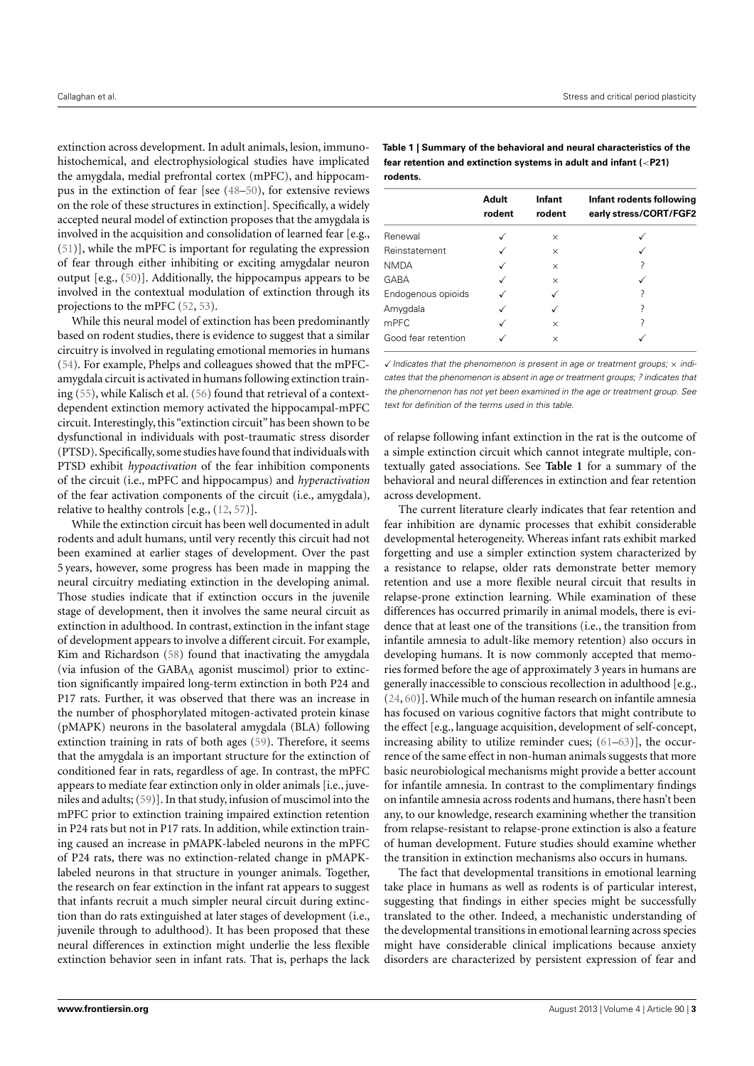extinction across development. In adult animals, lesion, immunohistochemical, and electrophysiological studies have implicated the amygdala, medial prefrontal cortex (mPFC), and hippocampus in the extinction of fear [see (48–50), for extensive reviews on the role of these structures in extinction]. Specifically, a widely accepted neural model of extinction proposes that the amygdala is involved in the acquisition and consolidation of learned fear [e.g., (51)], while the mPFC is important for regulating the expression of fear through either inhibiting or exciting amygdalar neuron output [e.g., (50)]. Additionally, the hippocampus appears to be involved in the contextual modulation of extinction through its projections to the mPFC (52, 53).

While this neural model of extinction has been predominantly based on rodent studies, there is evidence to suggest that a similar circuitry is involved in regulating emotional memories in humans (54). For example, Phelps and colleagues showed that the mPFC-amygdala circuit is activated in humans following extinction training (55), while Kalisch et al. (56) found that retrieval of a context-dependent extinction memory activated the hippocampal-mPFC circuit. Interestingly, this "extinction circuit" has been shown to be dysfunctional in individuals with post-traumatic stress disorder (PTSD). Specifically, some studies have found that individuals with PTSD exhibit *hypoactivation* of the fear inhibition components of the circuit (i.e., mPFC and hippocampus) and *hyperactivation* of the fear activation components of the circuit (i.e., amygdala), relative to healthy controls [e.g., (12, 57)].

While the extinction circuit has been well documented in adult rodents and adult humans, until very recently this circuit had not been examined at earlier stages of development. Over the past 5 years, however, some progress has been made in mapping the neural circuitry mediating extinction in the developing animal. Those studies indicate that if extinction occurs in the juvenile stage of development, then it involves the same neural circuit as extinction in adulthood. In contrast, extinction in the infant stage of development appears to involve a different circuit. For example, Kim and Richardson (58) found that inactivating the amygdala (via infusion of the $GABA_A$ agonist muscimol) prior to extinction significantly impaired long-term extinction in both P24 and P17 rats. Further, it was observed that there was an increase in the number of phosphorylated mitogen-activated protein kinase (pMAPK) neurons in the basolateral amygdala (BLA) following extinction training in rats of both ages (59). Therefore, it seems that the amygdala is an important structure for the extinction of conditioned fear in rats, regardless of age. In contrast, the mPFC appears to mediate fear extinction only in older animals [i.e., juveniles and adults; (59)]. In that study, infusion of muscimol into the mPFC prior to extinction training impaired extinction retention in P24 rats but not in P17 rats. In addition, while extinction training caused an increase in pMAPK-labeled neurons in the mPFC of P24 rats, there was no extinction-related change in pMAPK-labeled neurons in that structure in younger animals. Together, the research on fear extinction in the infant rat appears to suggest that infants recruit a much simpler neural circuit during extinction than do rats extinguished at later stages of development (i.e., juvenile through to adulthood). It has been proposed that these neural differences in extinction might underlie the less flexible extinction behavior seen in infant rats. That is, perhaps the lack of relapse following infant extinction in the rat is the outcome of a simple extinction circuit which cannot integrate multiple, contextually gated associations. See **Table 1** for a summary of the behavioral and neural differences in extinction and fear retention across development.

**Table 1 | Summary of the behavioral and neural characteristics of the fear retention and extinction systems in adult and infant (<P21) rodents.**

| | Adult rodent | Infant rodent | Infant rodents following early stress/CORT/FGF2 |
|---|---|---|---|
| Renewal | ✓ | × | ✓ |
| Reinstatement | ✓ | × | ✓ |
| NMDA | ✓ | × | ? |
| GABA | ✓ | × | ✓ |
| Endogenous opioids | ✓ | ✓ | ? |
| Amygdala | ✓ | ✓ | ? |
| mPFC | ✓ | × | ? |
| Good fear retention | ✓ | × | ✓ |

*✓ Indicates that the phenomenon is present in age or treatment groups; × indicates that the phenomenon is absent in age or treatment groups; ? indicates that the phenomenon has not yet been examined in the age or treatment group. See text for definition of the terms used in this table.*

The current literature clearly indicates that fear retention and fear inhibition are dynamic processes that exhibit considerable developmental heterogeneity. Whereas infant rats exhibit marked forgetting and use a simpler extinction system characterized by a resistance to relapse, older rats demonstrate better memory retention and use a more flexible neural circuit that results in relapse-prone extinction learning. While examination of these differences has occurred primarily in animal models, there is evidence that at least one of the transitions (i.e., the transition from infantile amnesia to adult-like memory retention) also occurs in developing humans. It is now commonly accepted that memories formed before the age of approximately 3 years in humans are generally inaccessible to conscious recollection in adulthood [e.g., (24, 60)]. While much of the human research on infantile amnesia has focused on various cognitive factors that might contribute to the effect [e.g., language acquisition, development of self-concept, increasing ability to utilize reminder cues; (61–63)], the occurrence of the same effect in non-human animals suggests that more basic neurobiological mechanisms might provide a better account for infantile amnesia. In contrast to the complimentary findings on infantile amnesia across rodents and humans, there hasn't been any, to our knowledge, research examining whether the transition from relapse-resistant to relapse-prone extinction is also a feature of human development. Future studies should examine whether the transition in extinction mechanisms also occurs in humans.

The fact that developmental transitions in emotional learning take place in humans as well as rodents is of particular interest, suggesting that findings in either species might be successfully translated to the other. Indeed, a mechanistic understanding of the developmental transitions in emotional learning across species might have considerable clinical implications because anxiety disorders are characterized by persistent expression of fear and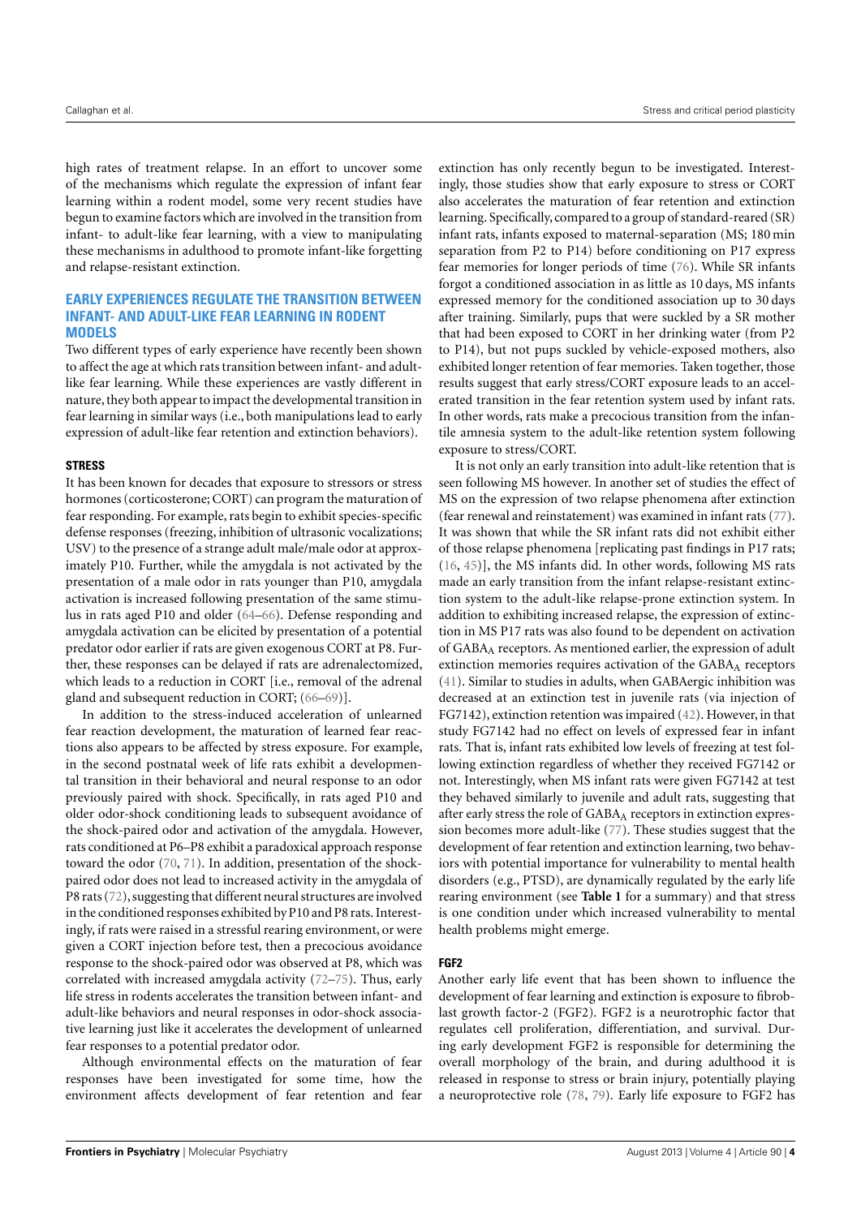high rates of treatment relapse. In an effort to uncover some of the mechanisms which regulate the expression of infant fear learning within a rodent model, some very recent studies have begun to examine factors which are involved in the transition from infant- to adult-like fear learning, with a view to manipulating these mechanisms in adulthood to promote infant-like forgetting and relapse-resistant extinction.

## EARLY EXPERIENCES REGULATE THE TRANSITION BETWEEN INFANT- AND ADULT-LIKE FEAR LEARNING IN RODENT MODELS

Two different types of early experience have recently been shown to affect the age at which rats transition between infant- and adult-like fear learning. While these experiences are vastly different in nature, they both appear to impact the developmental transition in fear learning in similar ways (i.e., both manipulations lead to early expression of adult-like fear retention and extinction behaviors).

### STRESS

It has been known for decades that exposure to stressors or stress hormones (corticosterone; CORT) can program the maturation of fear responding. For example, rats begin to exhibit species-specific defense responses (freezing, inhibition of ultrasonic vocalizations; USV) to the presence of a strange adult male/male odor at approximately P10. Further, while the amygdala is not activated by the presentation of a male odor in rats younger than P10, amygdala activation is increased following presentation of the same stimulus in rats aged P10 and older (64–66). Defense responding and amygdala activation can be elicited by presentation of a potential predator odor earlier if rats are given exogenous CORT at P8. Further, these responses can be delayed if rats are adrenalectomized, which leads to a reduction in CORT [i.e., removal of the adrenal gland and subsequent reduction in CORT; (66–69)].

In addition to the stress-induced acceleration of unlearned fear reaction development, the maturation of learned fear reactions also appears to be affected by stress exposure. For example, in the second postnatal week of life rats exhibit a developmental transition in their behavioral and neural response to an odor previously paired with shock. Specifically, in rats aged P10 and older odor-shock conditioning leads to subsequent avoidance of the shock-paired odor and activation of the amygdala. However, rats conditioned at P6–P8 exhibit a paradoxical approach response toward the odor (70, 71). In addition, presentation of the shock-paired odor does not lead to increased activity in the amygdala of P8 rats (72), suggesting that different neural structures are involved in the conditioned responses exhibited by P10 and P8 rats. Interestingly, if rats were raised in a stressful rearing environment, or were given a CORT injection before test, then a precocious avoidance response to the shock-paired odor was observed at P8, which was correlated with increased amygdala activity (72–75). Thus, early life stress in rodents accelerates the transition between infant- and adult-like behaviors and neural responses in odor-shock associative learning just like it accelerates the development of unlearned fear responses to a potential predator odor.

Although environmental effects on the maturation of fear responses have been investigated for some time, how the environment affects development of fear retention and fear extinction has only recently begun to be investigated. Interestingly, those studies show that early exposure to stress or CORT also accelerates the maturation of fear retention and extinction learning. Specifically, compared to a group of standard-reared (SR) infant rats, infants exposed to maternal-separation (MS; 180 min separation from P2 to P14) before conditioning on P17 express fear memories for longer periods of time (76). While SR infants forgot a conditioned association in as little as 10 days, MS infants expressed memory for the conditioned association up to 30 days after training. Similarly, pups that were suckled by a SR mother that had been exposed to CORT in her drinking water (from P2 to P14), but not pups suckled by vehicle-exposed mothers, also exhibited longer retention of fear memories. Taken together, those results suggest that early stress/CORT exposure leads to an accelerated transition in the fear retention system used by infant rats. In other words, rats make a precocious transition from the infantile amnesia system to the adult-like retention system following exposure to stress/CORT.

It is not only an early transition into adult-like retention that is seen following MS however. In another set of studies the effect of MS on the expression of two relapse phenomena after extinction (fear renewal and reinstatement) was examined in infant rats (77). It was shown that while the SR infant rats did not exhibit either of those relapse phenomena [replicating past findings in P17 rats; (16, 45)], the MS infants did. In other words, following MS rats made an early transition from the infant relapse-resistant extinction system to the adult-like relapse-prone extinction system. In addition to exhibiting increased relapse, the expression of extinction in MS P17 rats was also found to be dependent on activation of $GABA_A$ receptors. As mentioned earlier, the expression of adult extinction memories requires activation of the $GABA_A$ receptors (41). Similar to studies in adults, when GABAergic inhibition was decreased at an extinction test in juvenile rats (via injection of FG7142), extinction retention was impaired (42). However, in that study FG7142 had no effect on levels of expressed fear in infant rats. That is, infant rats exhibited low levels of freezing at test following extinction regardless of whether they received FG7142 or not. Interestingly, when MS infant rats were given FG7142 at test they behaved similarly to juvenile and adult rats, suggesting that after early stress the role of $GABA_A$ receptors in extinction expression becomes more adult-like (77). These studies suggest that the development of fear retention and extinction learning, two behaviors with potential importance for vulnerability to mental health disorders (e.g., PTSD), are dynamically regulated by the early life rearing environment (see **Table 1** for a summary) and that stress is one condition under which increased vulnerability to mental health problems might emerge.

### FGF2

Another early life event that has been shown to influence the development of fear learning and extinction is exposure to fibroblast growth factor-2 (FGF2). FGF2 is a neurotrophic factor that regulates cell proliferation, differentiation, and survival. During early development FGF2 is responsible for determining the overall morphology of the brain, and during adulthood it is released in response to stress or brain injury, potentially playing a neuroprotective role (78, 79). Early life exposure to FGF2 has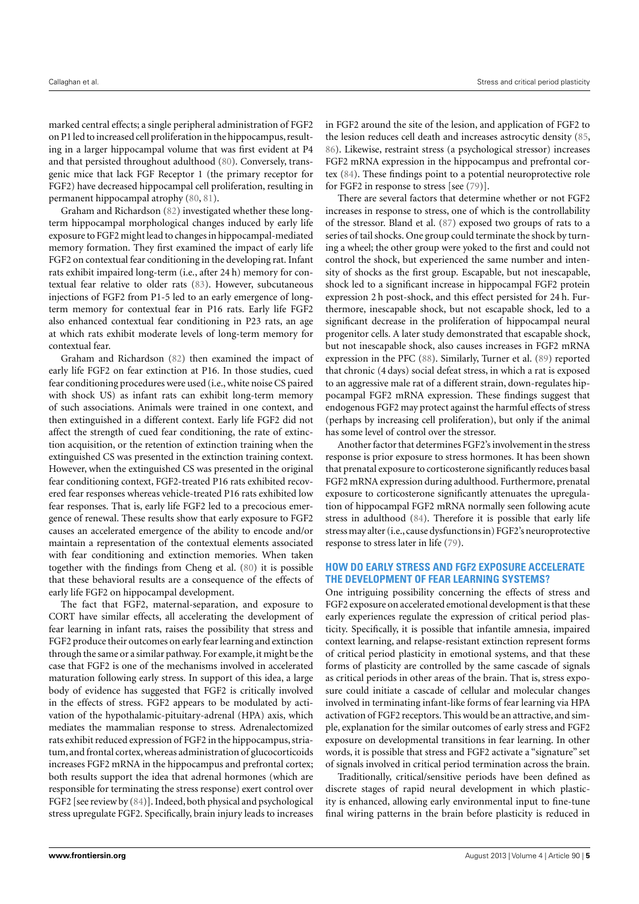marked central effects; a single peripheral administration of FGF2 on P1 led to increased cell proliferation in the hippocampus, resulting in a larger hippocampal volume that was first evident at P4 and that persisted throughout adulthood (80). Conversely, transgenic mice that lack FGF Receptor 1 (the primary receptor for FGF2) have decreased hippocampal cell proliferation, resulting in permanent hippocampal atrophy (80, 81).

Graham and Richardson (82) investigated whether these long-term hippocampal morphological changes induced by early life exposure to FGF2 might lead to changes in hippocampal-mediated memory formation. They first examined the impact of early life FGF2 on contextual fear conditioning in the developing rat. Infant rats exhibit impaired long-term (i.e., after 24 h) memory for contextual fear relative to older rats (83). However, subcutaneous injections of FGF2 from P1-5 led to an early emergence of long-term memory for contextual fear in P16 rats. Early life FGF2 also enhanced contextual fear conditioning in P23 rats, an age at which rats exhibit moderate levels of long-term memory for contextual fear.

Graham and Richardson (82) then examined the impact of early life FGF2 on fear extinction at P16. In those studies, cued fear conditioning procedures were used (i.e., white noise CS paired with shock US) as infant rats can exhibit long-term memory of such associations. Animals were trained in one context, and then extinguished in a different context. Early life FGF2 did not affect the strength of cued fear conditioning, the rate of extinction acquisition, or the retention of extinction training when the extinguished CS was presented in the extinction training context. However, when the extinguished CS was presented in the original fear conditioning context, FGF2-treated P16 rats exhibited recovered fear responses whereas vehicle-treated P16 rats exhibited low fear responses. That is, early life FGF2 led to a precocious emergence of renewal. These results show that early exposure to FGF2 causes an accelerated emergence of the ability to encode and/or maintain a representation of the contextual elements associated with fear conditioning and extinction memories. When taken together with the findings from Cheng et al. (80) it is possible that these behavioral results are a consequence of the effects of early life FGF2 on hippocampal development.

The fact that FGF2, maternal-separation, and exposure to CORT have similar effects, all accelerating the development of fear learning in infant rats, raises the possibility that stress and FGF2 produce their outcomes on early fear learning and extinction through the same or a similar pathway. For example, it might be the case that FGF2 is one of the mechanisms involved in accelerated maturation following early stress. In support of this idea, a large body of evidence has suggested that FGF2 is critically involved in the effects of stress. FGF2 appears to be modulated by activation of the hypothalamic-pituitary-adrenal (HPA) axis, which mediates the mammalian response to stress. Adrenalectomized rats exhibit reduced expression of FGF2 in the hippocampus, striatum, and frontal cortex, whereas administration of glucocorticoids increases FGF2 mRNA in the hippocampus and prefrontal cortex; both results support the idea that adrenal hormones (which are responsible for terminating the stress response) exert control over FGF2 [see review by (84)]. Indeed, both physical and psychological stress upregulate FGF2. Specifically, brain injury leads to increases in FGF2 around the site of the lesion, and application of FGF2 to the lesion reduces cell death and increases astrocytic density (85, 86). Likewise, restraint stress (a psychological stressor) increases FGF2 mRNA expression in the hippocampus and prefrontal cortex (84). These findings point to a potential neuroprotective role for FGF2 in response to stress [see (79)].

There are several factors that determine whether or not FGF2 increases in response to stress, one of which is the controllability of the stressor. Bland et al. (87) exposed two groups of rats to a series of tail shocks. One group could terminate the shock by turning a wheel; the other group were yoked to the first and could not control the shock, but experienced the same number and intensity of shocks as the first group. Escapable, but not inescapable, shock led to a significant increase in hippocampal FGF2 protein expression 2 h post-shock, and this effect persisted for 24 h. Furthermore, inescapable shock, but not escapable shock, led to a significant decrease in the proliferation of hippocampal neural progenitor cells. A later study demonstrated that escapable shock, but not inescapable shock, also causes increases in FGF2 mRNA expression in the PFC (88). Similarly, Turner et al. (89) reported that chronic (4 days) social defeat stress, in which a rat is exposed to an aggressive male rat of a different strain, down-regulates hippocampal FGF2 mRNA expression. These findings suggest that endogenous FGF2 may protect against the harmful effects of stress (perhaps by increasing cell proliferation), but only if the animal has some level of control over the stressor.

Another factor that determines FGF2's involvement in the stress response is prior exposure to stress hormones. It has been shown that prenatal exposure to corticosterone significantly reduces basal FGF2 mRNA expression during adulthood. Furthermore, prenatal exposure to corticosterone significantly attenuates the upregulation of hippocampal FGF2 mRNA normally seen following acute stress in adulthood (84). Therefore it is possible that early life stress may alter (i.e., cause dysfunctions in) FGF2's neuroprotective response to stress later in life (79).

## HOW DO EARLY STRESS AND FGF2 EXPOSURE ACCELERATE THE DEVELOPMENT OF FEAR LEARNING SYSTEMS?

One intriguing possibility concerning the effects of stress and FGF2 exposure on accelerated emotional development is that these early experiences regulate the expression of critical period plasticity. Specifically, it is possible that infantile amnesia, impaired context learning, and relapse-resistant extinction represent forms of critical period plasticity in emotional systems, and that these forms of plasticity are controlled by the same cascade of signals as critical periods in other areas of the brain. That is, stress exposure could initiate a cascade of cellular and molecular changes involved in terminating infant-like forms of fear learning via HPA activation of FGF2 receptors. This would be an attractive, and simple, explanation for the similar outcomes of early stress and FGF2 exposure on developmental transitions in fear learning. In other words, it is possible that stress and FGF2 activate a "signature" set of signals involved in critical period termination across the brain.

Traditionally, critical/sensitive periods have been defined as discrete stages of rapid neural development in which plasticity is enhanced, allowing early environmental input to fine-tune final wiring patterns in the brain before plasticity is reduced in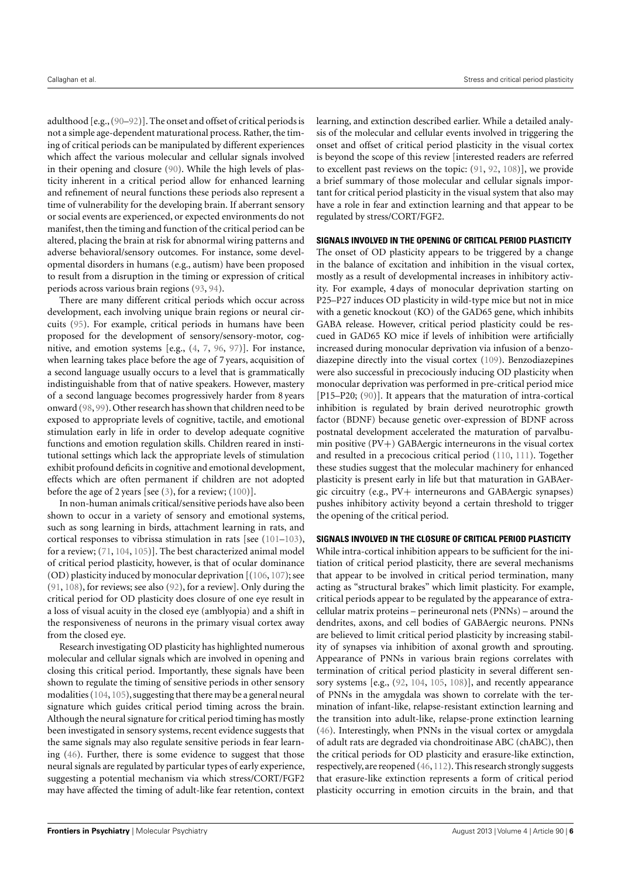adulthood [e.g., (90–92)]. The onset and offset of critical periods is not a simple age-dependent maturational process. Rather, the timing of critical periods can be manipulated by different experiences which affect the various molecular and cellular signals involved in their opening and closure (90). While the high levels of plasticity inherent in a critical period allow for enhanced learning and refinement of neural functions these periods also represent a time of vulnerability for the developing brain. If aberrant sensory or social events are experienced, or expected environments do not manifest, then the timing and function of the critical period can be altered, placing the brain at risk for abnormal wiring patterns and adverse behavioral/sensory outcomes. For instance, some developmental disorders in humans (e.g., autism) have been proposed to result from a disruption in the timing or expression of critical periods across various brain regions (93, 94).

There are many different critical periods which occur across development, each involving unique brain regions or neural circuits (95). For example, critical periods in humans have been proposed for the development of sensory/sensory-motor, cognitive, and emotion systems [e.g., (4, 7, 96, 97)]. For instance, when learning takes place before the age of 7 years, acquisition of a second language usually occurs to a level that is grammatically indistinguishable from that of native speakers. However, mastery of a second language becomes progressively harder from 8 years onward (98, 99). Other research has shown that children need to be exposed to appropriate levels of cognitive, tactile, and emotional stimulation early in life in order to develop adequate cognitive functions and emotion regulation skills. Children reared in institutional settings which lack the appropriate levels of stimulation exhibit profound deficits in cognitive and emotional development, effects which are often permanent if children are not adopted before the age of 2 years [see (3), for a review; (100)].

In non-human animals critical/sensitive periods have also been shown to occur in a variety of sensory and emotional systems, such as song learning in birds, attachment learning in rats, and cortical responses to vibrissa stimulation in rats [see (101–103), for a review; (71, 104, 105)]. The best characterized animal model of critical period plasticity, however, is that of ocular dominance (OD) plasticity induced by monocular deprivation [(106, 107); see (91, 108), for reviews; see also (92), for a review]. Only during the critical period for OD plasticity does closure of one eye result in a loss of visual acuity in the closed eye (amblyopia) and a shift in the responsiveness of neurons in the primary visual cortex away from the closed eye.

Research investigating OD plasticity has highlighted numerous molecular and cellular signals which are involved in opening and closing this critical period. Importantly, these signals have been shown to regulate the timing of sensitive periods in other sensory modalities (104, 105), suggesting that there may be a general neural signature which guides critical period timing across the brain. Although the neural signature for critical period timing has mostly been investigated in sensory systems, recent evidence suggests that the same signals may also regulate sensitive periods in fear learning (46). Further, there is some evidence to suggest that those neural signals are regulated by particular types of early experience, suggesting a potential mechanism via which stress/CORT/FGF2 may have affected the timing of adult-like fear retention, context learning, and extinction described earlier. While a detailed analysis of the molecular and cellular events involved in triggering the onset and offset of critical period plasticity in the visual cortex is beyond the scope of this review [interested readers are referred to excellent past reviews on the topic: (91, 92, 108)], we provide a brief summary of those molecular and cellular signals important for critical period plasticity in the visual system that also may have a role in fear and extinction learning and that appear to be regulated by stress/CORT/FGF2.

### SIGNALS INVOLVED IN THE OPENING OF CRITICAL PERIOD PLASTICITY

The onset of OD plasticity appears to be triggered by a change in the balance of excitation and inhibition in the visual cortex, mostly as a result of developmental increases in inhibitory activity. For example, 4 days of monocular deprivation starting on P25–P27 induces OD plasticity in wild-type mice but not in mice with a genetic knockout (KO) of the GAD65 gene, which inhibits GABA release. However, critical period plasticity could be rescued in GAD65 KO mice if levels of inhibition were artificially increased during monocular deprivation via infusion of a benzodiazepine directly into the visual cortex (109). Benzodiazepines were also successful in precociously inducing OD plasticity when monocular deprivation was performed in pre-critical period mice [P15–P20; (90)]. It appears that the maturation of intra-cortical inhibition is regulated by brain derived neurotrophic growth factor (BDNF) because genetic over-expression of BDNF across postnatal development accelerated the maturation of parvalbumin positive (PV+) GABAergic interneurons in the visual cortex and resulted in a precocious critical period (110, 111). Together these studies suggest that the molecular machinery for enhanced plasticity is present early in life but that maturation in GABAergic circuitry (e.g., PV+ interneurons and GABAergic synapses) pushes inhibitory activity beyond a certain threshold to trigger the opening of the critical period.

### SIGNALS INVOLVED IN THE CLOSURE OF CRITICAL PERIOD PLASTICITY

While intra-cortical inhibition appears to be sufficient for the initiation of critical period plasticity, there are several mechanisms that appear to be involved in critical period termination, many acting as "structural brakes" which limit plasticity. For example, critical periods appear to be regulated by the appearance of extracellular matrix proteins – perineuronal nets (PNNs) – around the dendrites, axons, and cell bodies of GABAergic neurons. PNNs are believed to limit critical period plasticity by increasing stability of synapses via inhibition of axonal growth and sprouting. Appearance of PNNs in various brain regions correlates with termination of critical period plasticity in several different sensory systems [e.g., (92, 104, 105, 108)], and recently appearance of PNNs in the amygdala was shown to correlate with the termination of infant-like, relapse-resistant extinction learning and the transition into adult-like, relapse-prone extinction learning (46). Interestingly, when PNNs in the visual cortex or amygdala of adult rats are degraded via chondroitinase ABC (chABC), then the critical periods for OD plasticity and erasure-like extinction, respectively, are reopened (46, 112). This research strongly suggests that erasure-like extinction represents a form of critical period plasticity occurring in emotion circuits in the brain, and that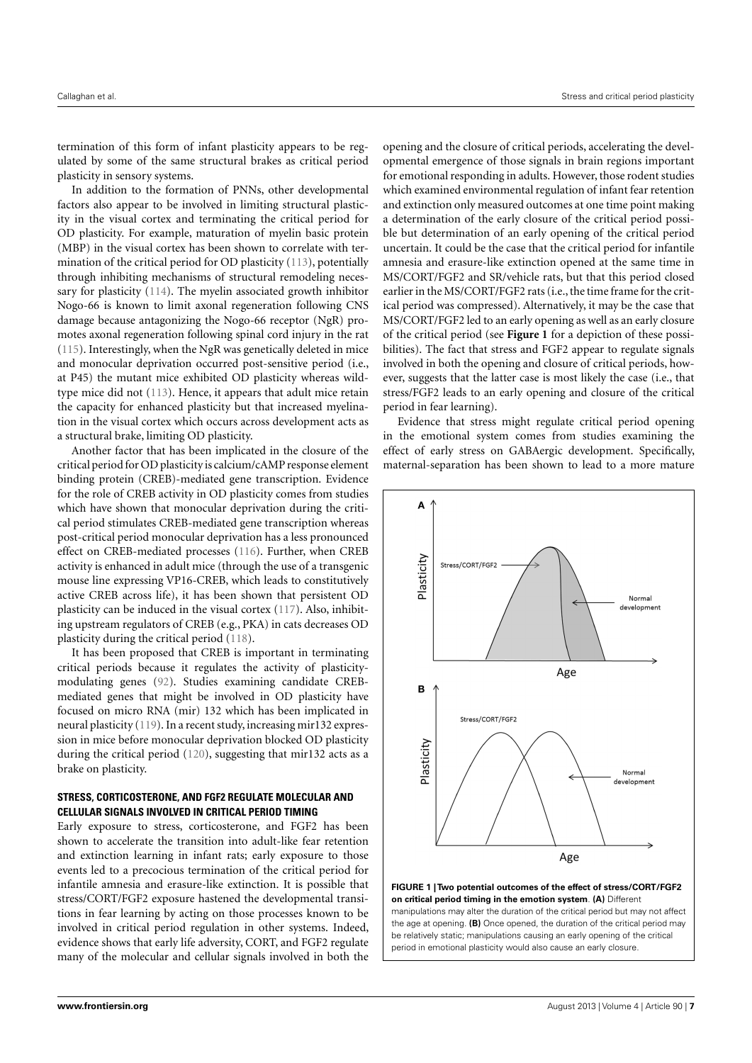termination of this form of infant plasticity appears to be regulated by some of the same structural brakes as critical period plasticity in sensory systems.

In addition to the formation of PNNs, other developmental factors also appear to be involved in limiting structural plasticity in the visual cortex and terminating the critical period for OD plasticity. For example, maturation of myelin basic protein (MBP) in the visual cortex has been shown to correlate with termination of the critical period for OD plasticity (113), potentially through inhibiting mechanisms of structural remodeling necessary for plasticity (114). The myelin associated growth inhibitor Nogo-66 is known to limit axonal regeneration following CNS damage because antagonizing the Nogo-66 receptor (NgR) promotes axonal regeneration following spinal cord injury in the rat (115). Interestingly, when the NgR was genetically deleted in mice and monocular deprivation occurred post-sensitive period (i.e., at P45) the mutant mice exhibited OD plasticity whereas wild-type mice did not (113). Hence, it appears that adult mice retain the capacity for enhanced plasticity but that increased myelination in the visual cortex which occurs across development acts as a structural brake, limiting OD plasticity.

Another factor that has been implicated in the closure of the critical period for OD plasticity is calcium/cAMP response element binding protein (CREB)-mediated gene transcription. Evidence for the role of CREB activity in OD plasticity comes from studies which have shown that monocular deprivation during the critical period stimulates CREB-mediated gene transcription whereas post-critical period monocular deprivation has a less pronounced effect on CREB-mediated processes (116). Further, when CREB activity is enhanced in adult mice (through the use of a transgenic mouse line expressing VP16-CREB, which leads to constitutively active CREB across life), it has been shown that persistent OD plasticity can be induced in the visual cortex (117). Also, inhibiting upstream regulators of CREB (e.g., PKA) in cats decreases OD plasticity during the critical period (118).

It has been proposed that CREB is important in terminating critical periods because it regulates the activity of plasticity-modulating genes (92). Studies examining candidate CREB-mediated genes that might be involved in OD plasticity have focused on micro RNA (mir) 132 which has been implicated in neural plasticity (119). In a recent study, increasing mir132 expression in mice before monocular deprivation blocked OD plasticity during the critical period (120), suggesting that mir132 acts as a brake on plasticity.

### STRESS, CORTICOSTERONE, AND FGF2 REGULATE MOLECULAR AND CELLULAR SIGNALS INVOLVED IN CRITICAL PERIOD TIMING

Early exposure to stress, corticosterone, and FGF2 has been shown to accelerate the transition into adult-like fear retention and extinction learning in infant rats; early exposure to those events led to a precocious termination of the critical period for infantile amnesia and erasure-like extinction. It is possible that stress/CORT/FGF2 exposure hastened the developmental transitions in fear learning by acting on those processes known to be involved in critical period regulation in other systems. Indeed, evidence shows that early life adversity, CORT, and FGF2 regulate many of the molecular and cellular signals involved in both the opening and the closure of critical periods, accelerating the developmental emergence of those signals in brain regions important for emotional responding in adults. However, those rodent studies which examined environmental regulation of infant fear retention and extinction only measured outcomes at one time point making a determination of the early closure of the critical period possible but determination of an early opening of the critical period uncertain. It could be the case that the critical period for infantile amnesia and erasure-like extinction opened at the same time in MS/CORT/FGF2 and SR/vehicle rats, but that this period closed earlier in the MS/CORT/FGF2 rats (i.e., the time frame for the critical period was compressed). Alternatively, it may be the case that MS/CORT/FGF2 led to an early opening as well as an early closure of the critical period (see **Figure 1** for a depiction of these possibilities). The fact that stress and FGF2 appear to regulate signals involved in both the opening and closure of critical periods, however, suggests that the latter case is most likely the case (i.e., that stress/FGF2 leads to an early opening and closure of the critical period in fear learning).

Evidence that stress might regulate critical period opening in the emotional system comes from studies examining the effect of early stress on GABAergic development. Specifically, maternal-separation has been shown to lead to a more mature

**FIGURE 1 | Two potential outcomes of the effect of stress/CORT/FGF2 on critical period timing in the emotion system**. **(A)** Different manipulations may alter the duration of the critical period but may not affect the age at opening. **(B)** Once opened, the duration of the critical period may be relatively static; manipulations causing an early opening of the critical period in emotional plasticity would also cause an early closure.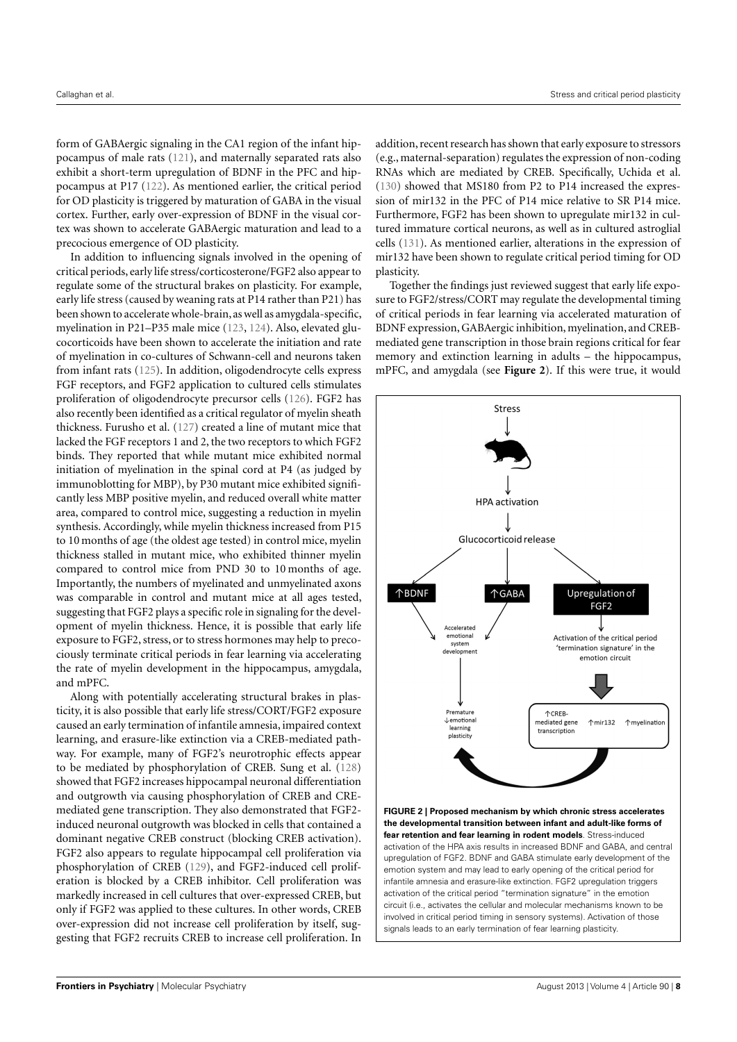form of GABAergic signaling in the CA1 region of the infant hippocampus of male rats (121), and maternally separated rats also exhibit a short-term upregulation of BDNF in the PFC and hippocampus at P17 (122). As mentioned earlier, the critical period for OD plasticity is triggered by maturation of GABA in the visual cortex. Further, early over-expression of BDNF in the visual cortex was shown to accelerate GABAergic maturation and lead to a precocious emergence of OD plasticity.

In addition to influencing signals involved in the opening of critical periods, early life stress/corticosterone/FGF2 also appear to regulate some of the structural brakes on plasticity. For example, early life stress (caused by weaning rats at P14 rather than P21) has been shown to accelerate whole-brain, as well as amygdala-specific, myelination in P21–P35 male mice (123, 124). Also, elevated glucocorticoids have been shown to accelerate the initiation and rate of myelination in co-cultures of Schwann-cell and neurons taken from infant rats (125). In addition, oligodendrocyte cells express FGF receptors, and FGF2 application to cultured cells stimulates proliferation of oligodendrocyte precursor cells (126). FGF2 has also recently been identified as a critical regulator of myelin sheath thickness. Furusho et al. (127) created a line of mutant mice that lacked the FGF receptors 1 and 2, the two receptors to which FGF2 binds. They reported that while mutant mice exhibited normal initiation of myelination in the spinal cord at P4 (as judged by immunoblotting for MBP), by P30 mutant mice exhibited significantly less MBP positive myelin, and reduced overall white matter area, compared to control mice, suggesting a reduction in myelin synthesis. Accordingly, while myelin thickness increased from P15 to 10 months of age (the oldest age tested) in control mice, myelin thickness stalled in mutant mice, who exhibited thinner myelin compared to control mice from PND 30 to 10 months of age. Importantly, the numbers of myelinated and unmyelinated axons was comparable in control and mutant mice at all ages tested, suggesting that FGF2 plays a specific role in signaling for the development of myelin thickness. Hence, it is possible that early life exposure to FGF2, stress, or to stress hormones may help to precociously terminate critical periods in fear learning via accelerating the rate of myelin development in the hippocampus, amygdala, and mPFC.

Along with potentially accelerating structural brakes in plasticity, it is also possible that early life stress/CORT/FGF2 exposure caused an early termination of infantile amnesia, impaired context learning, and erasure-like extinction via a CREB-mediated pathway. For example, many of FGF2's neurotrophic effects appear to be mediated by phosphorylation of CREB. Sung et al. (128) showed that FGF2 increases hippocampal neuronal differentiation and outgrowth via causing phosphorylation of CREB and CRE-mediated gene transcription. They also demonstrated that FGF2-induced neuronal outgrowth was blocked in cells that contained a dominant negative CREB construct (blocking CREB activation). FGF2 also appears to regulate hippocampal cell proliferation via phosphorylation of CREB (129), and FGF2-induced cell proliferation is blocked by a CREB inhibitor. Cell proliferation was markedly increased in cell cultures that over-expressed CREB, but only if FGF2 was applied to these cultures. In other words, CREB over-expression did not increase cell proliferation by itself, suggesting that FGF2 recruits CREB to increase cell proliferation. In addition, recent research has shown that early exposure to stressors (e.g., maternal-separation) regulates the expression of non-coding RNAs which are mediated by CREB. Specifically, Uchida et al. (130) showed that MS180 from P2 to P14 increased the expression of mir132 in the PFC of P14 mice relative to SR P14 mice. Furthermore, FGF2 has been shown to upregulate mir132 in cultured immature cortical neurons, as well as in cultured astroglial cells (131). As mentioned earlier, alterations in the expression of mir132 have been shown to regulate critical period timing for OD plasticity.

Together the findings just reviewed suggest that early life exposure to FGF2/stress/CORT may regulate the developmental timing of critical periods in fear learning via accelerated maturation of BDNF expression, GABAergic inhibition, myelination, and CREB-mediated gene transcription in those brain regions critical for fear memory and extinction learning in adults – the hippocampus, mPFC, and amygdala (see **Figure 2**). If this were true, it would

**FIGURE 2 | Proposed mechanism by which chronic stress accelerates the developmental transition between infant and adult-like forms of fear retention and fear learning in rodent models**. Stress-induced activation of the HPA axis results in increased BDNF and GABA, and central upregulation of FGF2. BDNF and GABA stimulate early development of the emotion system and may lead to early opening of the critical period for infantile amnesia and erasure-like extinction. FGF2 upregulation triggers activation of the critical period "termination signature" in the emotion circuit (i.e., activates the cellular and molecular mechanisms known to be involved in critical period timing in sensory systems). Activation of those signals leads to an early termination of fear learning plasticity.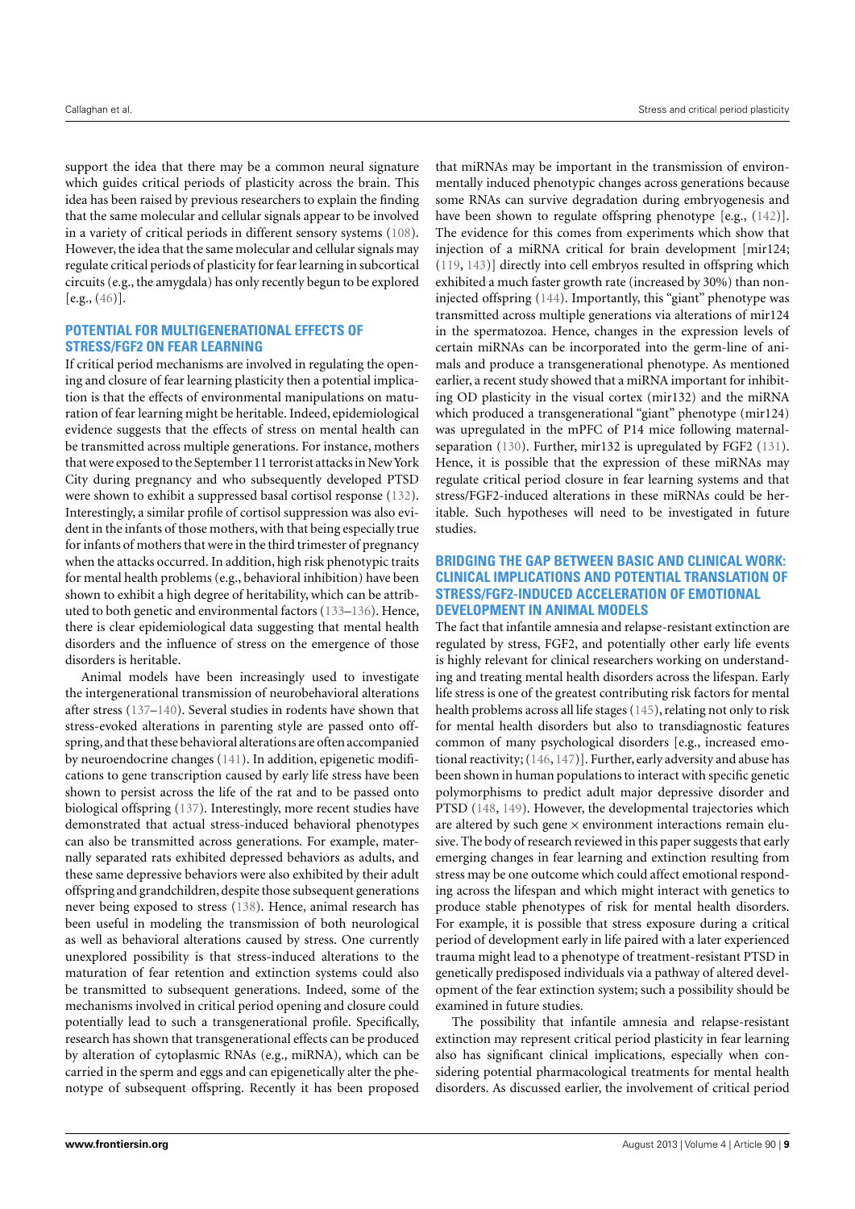support the idea that there may be a common neural signature which guides critical periods of plasticity across the brain. This idea has been raised by previous researchers to explain the finding that the same molecular and cellular signals appear to be involved in a variety of critical periods in different sensory systems (108). However, the idea that the same molecular and cellular signals may regulate critical periods of plasticity for fear learning in subcortical circuits (e.g., the amygdala) has only recently begun to be explored [e.g., (46)].

## POTENTIAL FOR MULTIGENERATIONAL EFFECTS OF STRESS/FGF2 ON FEAR LEARNING

If critical period mechanisms are involved in regulating the opening and closure of fear learning plasticity then a potential implication is that the effects of environmental manipulations on maturation of fear learning might be heritable. Indeed, epidemiological evidence suggests that the effects of stress on mental health can be transmitted across multiple generations. For instance, mothers that were exposed to the September 11 terrorist attacks in New York City during pregnancy and who subsequently developed PTSD were shown to exhibit a suppressed basal cortisol response (132). Interestingly, a similar profile of cortisol suppression was also evident in the infants of those mothers, with that being especially true for infants of mothers that were in the third trimester of pregnancy when the attacks occurred. In addition, high risk phenotypic traits for mental health problems (e.g., behavioral inhibition) have been shown to exhibit a high degree of heritability, which can be attributed to both genetic and environmental factors (133–136). Hence, there is clear epidemiological data suggesting that mental health disorders and the influence of stress on the emergence of those disorders is heritable.

Animal models have been increasingly used to investigate the intergenerational transmission of neurobehavioral alterations after stress (137–140). Several studies in rodents have shown that stress-evoked alterations in parenting style are passed onto offspring, and that these behavioral alterations are often accompanied by neuroendocrine changes (141). In addition, epigenetic modifications to gene transcription caused by early life stress have been shown to persist across the life of the rat and to be passed onto biological offspring (137). Interestingly, more recent studies have demonstrated that actual stress-induced behavioral phenotypes can also be transmitted across generations. For example, maternally separated rats exhibited depressed behaviors as adults, and these same depressive behaviors were also exhibited by their adult offspring and grandchildren, despite those subsequent generations never being exposed to stress (138). Hence, animal research has been useful in modeling the transmission of both neurological as well as behavioral alterations caused by stress. One currently unexplored possibility is that stress-induced alterations to the maturation of fear retention and extinction systems could also be transmitted to subsequent generations. Indeed, some of the mechanisms involved in critical period opening and closure could potentially lead to such a transgenerational profile. Specifically, research has shown that transgenerational effects can be produced by alteration of cytoplasmic RNAs (e.g., miRNA), which can be carried in the sperm and eggs and can epigenetically alter the phenotype of subsequent offspring. Recently it has been proposed that miRNAs may be important in the transmission of environmentally induced phenotypic changes across generations because some RNAs can survive degradation during embryogenesis and have been shown to regulate offspring phenotype [e.g., (142)]. The evidence for this comes from experiments which show that injection of a miRNA critical for brain development [mir124; (119, 143)] directly into cell embryos resulted in offspring which exhibited a much faster growth rate (increased by 30%) than non-injected offspring (144). Importantly, this "giant" phenotype was transmitted across multiple generations via alterations of mir124 in the spermatozoa. Hence, changes in the expression levels of certain miRNAs can be incorporated into the germ-line of animals and produce a transgenerational phenotype. As mentioned earlier, a recent study showed that a miRNA important for inhibiting OD plasticity in the visual cortex (mir132) and the miRNA which produced a transgenerational "giant" phenotype (mir124) was upregulated in the mPFC of P14 mice following maternal-separation (130). Further, mir132 is upregulated by FGF2 (131). Hence, it is possible that the expression of these miRNAs may regulate critical period closure in fear learning systems and that stress/FGF2-induced alterations in these miRNAs could be heritable. Such hypotheses will need to be investigated in future studies.

## BRIDGING THE GAP BETWEEN BASIC AND CLINICAL WORK: CLINICAL IMPLICATIONS AND POTENTIAL TRANSLATION OF STRESS/FGF2-INDUCED ACCELERATION OF EMOTIONAL DEVELOPMENT IN ANIMAL MODELS

The fact that infantile amnesia and relapse-resistant extinction are regulated by stress, FGF2, and potentially other early life events is highly relevant for clinical researchers working on understanding and treating mental health disorders across the lifespan. Early life stress is one of the greatest contributing risk factors for mental health problems across all life stages (145), relating not only to risk for mental health disorders but also to transdiagnostic features common of many psychological disorders [e.g., increased emotional reactivity; (146, 147)]. Further, early adversity and abuse has been shown in human populations to interact with specific genetic polymorphisms to predict adult major depressive disorder and PTSD (148, 149). However, the developmental trajectories which are altered by such gene × environment interactions remain elusive. The body of research reviewed in this paper suggests that early emerging changes in fear learning and extinction resulting from stress may be one outcome which could affect emotional responding across the lifespan and which might interact with genetics to produce stable phenotypes of risk for mental health disorders. For example, it is possible that stress exposure during a critical period of development early in life paired with a later experienced trauma might lead to a phenotype of treatment-resistant PTSD in genetically predisposed individuals via a pathway of altered development of the fear extinction system; such a possibility should be examined in future studies.

The possibility that infantile amnesia and relapse-resistant extinction may represent critical period plasticity in fear learning also has significant clinical implications, especially when considering potential pharmacological treatments for mental health disorders. As discussed earlier, the involvement of critical period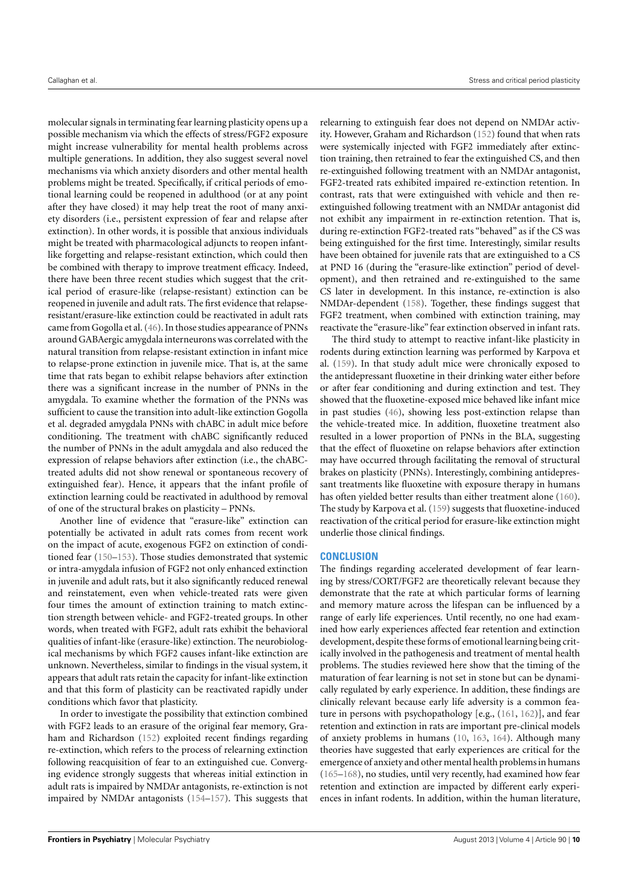molecular signals in terminating fear learning plasticity opens up a possible mechanism via which the effects of stress/FGF2 exposure might increase vulnerability for mental health problems across multiple generations. In addition, they also suggest several novel mechanisms via which anxiety disorders and other mental health problems might be treated. Specifically, if critical periods of emotional learning could be reopened in adulthood (or at any point after they have closed) it may help treat the root of many anxiety disorders (i.e., persistent expression of fear and relapse after extinction). In other words, it is possible that anxious individuals might be treated with pharmacological adjuncts to reopen infant-like forgetting and relapse-resistant extinction, which could then be combined with therapy to improve treatment efficacy. Indeed, there have been three recent studies which suggest that the critical period of erasure-like (relapse-resistant) extinction can be reopened in juvenile and adult rats. The first evidence that relapse-resistant/erasure-like extinction could be reactivated in adult rats came from Gogolla et al. (46). In those studies appearance of PNNs around GABAergic amygdala interneurons was correlated with the natural transition from relapse-resistant extinction in infant mice to relapse-prone extinction in juvenile mice. That is, at the same time that rats began to exhibit relapse behaviors after extinction there was a significant increase in the number of PNNs in the amygdala. To examine whether the formation of the PNNs was sufficient to cause the transition into adult-like extinction Gogolla et al. degraded amygdala PNNs with chABC in adult mice before conditioning. The treatment with chABC significantly reduced the number of PNNs in the adult amygdala and also reduced the expression of relapse behaviors after extinction (i.e., the chABC-treated adults did not show renewal or spontaneous recovery of extinguished fear). Hence, it appears that the infant profile of extinction learning could be reactivated in adulthood by removal of one of the structural brakes on plasticity – PNNs.

Another line of evidence that "erasure-like" extinction can potentially be activated in adult rats comes from recent work on the impact of acute, exogenous FGF2 on extinction of conditioned fear (150–153). Those studies demonstrated that systemic or intra-amygdala infusion of FGF2 not only enhanced extinction in juvenile and adult rats, but it also significantly reduced renewal and reinstatement, even when vehicle-treated rats were given four times the amount of extinction training to match extinction strength between vehicle- and FGF2-treated groups. In other words, when treated with FGF2, adult rats exhibit the behavioral qualities of infant-like (erasure-like) extinction. The neurobiological mechanisms by which FGF2 causes infant-like extinction are unknown. Nevertheless, similar to findings in the visual system, it appears that adult rats retain the capacity for infant-like extinction and that this form of plasticity can be reactivated rapidly under conditions which favor that plasticity.

In order to investigate the possibility that extinction combined with FGF2 leads to an erasure of the original fear memory, Graham and Richardson (152) exploited recent findings regarding re-extinction, which refers to the process of relearning extinction following reacquisition of fear to an extinguished cue. Converging evidence strongly suggests that whereas initial extinction in adult rats is impaired by NMDAr antagonists, re-extinction is not impaired by NMDAr antagonists (154–157). This suggests that relearning to extinguish fear does not depend on NMDAr activity. However, Graham and Richardson (152) found that when rats were systemically injected with FGF2 immediately after extinction training, then retrained to fear the extinguished CS, and then re-extinguished following treatment with an NMDAr antagonist, FGF2-treated rats exhibited impaired re-extinction retention. In contrast, rats that were extinguished with vehicle and then re-extinguished following treatment with an NMDAr antagonist did not exhibit any impairment in re-extinction retention. That is, during re-extinction FGF2-treated rats "behaved" as if the CS was being extinguished for the first time. Interestingly, similar results have been obtained for juvenile rats that are extinguished to a CS at PND 16 (during the "erasure-like extinction" period of development), and then retrained and re-extinguished to the same CS later in development. In this instance, re-extinction is also NMDAr-dependent (158). Together, these findings suggest that FGF2 treatment, when combined with extinction training, may reactivate the "erasure-like" fear extinction observed in infant rats.

The third study to attempt to reactive infant-like plasticity in rodents during extinction learning was performed by Karpova et al. (159). In that study adult mice were chronically exposed to the antidepressant fluoxetine in their drinking water either before or after fear conditioning and during extinction and test. They showed that the fluoxetine-exposed mice behaved like infant mice in past studies (46), showing less post-extinction relapse than the vehicle-treated mice. In addition, fluoxetine treatment also resulted in a lower proportion of PNNs in the BLA, suggesting that the effect of fluoxetine on relapse behaviors after extinction may have occurred through facilitating the removal of structural brakes on plasticity (PNNs). Interestingly, combining antidepressant treatments like fluoxetine with exposure therapy in humans has often yielded better results than either treatment alone (160). The study by Karpova et al. (159) suggests that fluoxetine-induced reactivation of the critical period for erasure-like extinction might underlie those clinical findings.

## CONCLUSION

The findings regarding accelerated development of fear learning by stress/CORT/FGF2 are theoretically relevant because they demonstrate that the rate at which particular forms of learning and memory mature across the lifespan can be influenced by a range of early life experiences. Until recently, no one had examined how early experiences affected fear retention and extinction development, despite these forms of emotional learning being critically involved in the pathogenesis and treatment of mental health problems. The studies reviewed here show that the timing of the maturation of fear learning is not set in stone but can be dynamically regulated by early experience. In addition, these findings are clinically relevant because early life adversity is a common feature in persons with psychopathology [e.g., (161, 162)], and fear retention and extinction in rats are important pre-clinical models of anxiety problems in humans (10, 163, 164). Although many theories have suggested that early experiences are critical for the emergence of anxiety and other mental health problems in humans (165–168), no studies, until very recently, had examined how fear retention and extinction are impacted by different early experiences in infant rodents. In addition, within the human literature,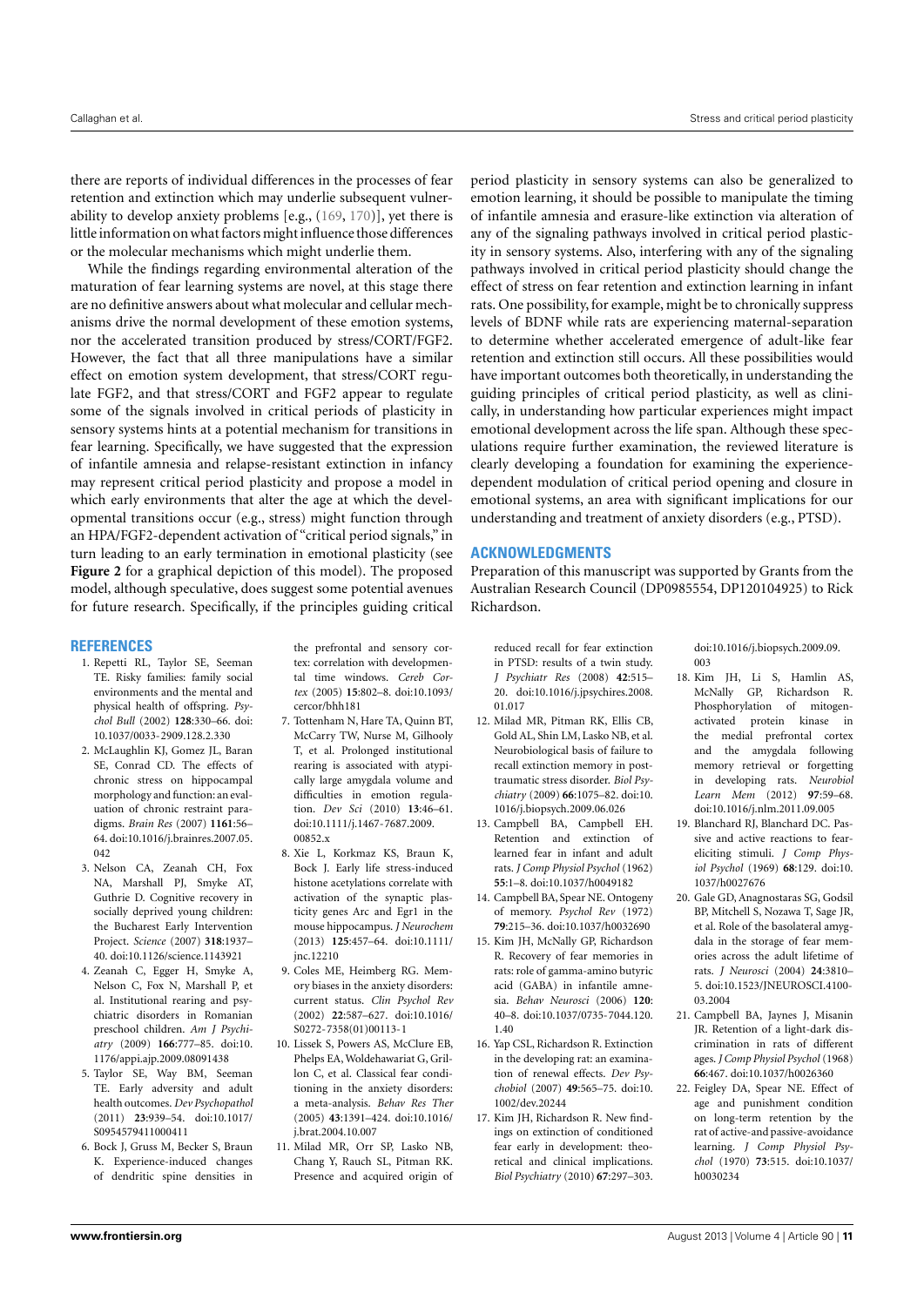there are reports of individual differences in the processes of fear retention and extinction which may underlie subsequent vulnerability to develop anxiety problems [e.g., (169, 170)], yet there is little information on what factors might influence those differences or the molecular mechanisms which might underlie them.

While the findings regarding environmental alteration of the maturation of fear learning systems are novel, at this stage there are no definitive answers about what molecular and cellular mechanisms drive the normal development of these emotion systems, nor the accelerated transition produced by stress/CORT/FGF2. However, the fact that all three manipulations have a similar effect on emotion system development, that stress/CORT regulate FGF2, and that stress/CORT and FGF2 appear to regulate some of the signals involved in critical periods of plasticity in sensory systems hints at a potential mechanism for transitions in fear learning. Specifically, we have suggested that the expression of infantile amnesia and relapse-resistant extinction in infancy may represent critical period plasticity and propose a model in which early environments that alter the age at which the developmental transitions occur (e.g., stress) might function through an HPA/FGF2-dependent activation of "critical period signals," in turn leading to an early termination in emotional plasticity (see **Figure 2** for a graphical depiction of this model). The proposed model, although speculative, does suggest some potential avenues for future research. Specifically, if the principles guiding critical period plasticity in sensory systems can also be generalized to emotion learning, it should be possible to manipulate the timing of infantile amnesia and erasure-like extinction via alteration of any of the signaling pathways involved in critical period plasticity in sensory systems. Also, interfering with any of the signaling pathways involved in critical period plasticity should change the effect of stress on fear retention and extinction learning in infant rats. One possibility, for example, might be to chronically suppress levels of BDNF while rats are experiencing maternal-separation to determine whether accelerated emergence of adult-like fear retention and extinction still occurs. All these possibilities would have important outcomes both theoretically, in understanding the guiding principles of critical period plasticity, as well as clinically, in understanding how particular experiences might impact emotional development across the life span. Although these speculations require further examination, the reviewed literature is clearly developing a foundation for examining the experience-dependent modulation of critical period opening and closure in emotional systems, an area with significant implications for our understanding and treatment of anxiety disorders (e.g., PTSD).

## ACKNOWLEDGMENTS

Preparation of this manuscript was supported by Grants from the Australian Research Council (DP0985554, DP120104925) to Rick Richardson.

## REFERENCES

1. Repetti RL, Taylor SE, Seeman TE. Risky families: family social environments and the mental and physical health of offspring. *Psychol Bull* (2002) **128**:330–66. doi:10.1037/0033-2909.128.2.330
2. McLaughlin KJ, Gomez JL, Baran SE, Conrad CD. The effects of chronic stress on hippocampal morphology and function: an evaluation of chronic restraint paradigms. *Brain Res* (2007) **1161**:56–64. doi:10.1016/j.brainres.2007.05.042
3. Nelson CA, Zeanah CH, Fox NA, Marshall PJ, Smyke AT, Guthrie D. Cognitive recovery in socially deprived young children: the Bucharest Early Intervention Project. *Science* (2007) **318**:1937–40. doi:10.1126/science.1143921
4. Zeanah C, Egger H, Smyke A, Nelson C, Fox N, Marshall P, et al. Institutional rearing and psychiatric disorders in Romanian preschool children. *Am J Psychiatry* (2009) **166**:777–85. doi:10.1176/appi.ajp.2009.08091438
5. Taylor SE, Way BM, Seeman TE. Early adversity and adult health outcomes. *Dev Psychopathol* (2011) **23**:939–54. doi:10.1017/S0954579411000411
6. Bock J, Gruss M, Becker S, Braun K. Experience-induced changes of dendritic spine densities in the prefrontal and sensory cortex: correlation with developmental time windows. *Cereb Cortex* (2005) **15**:802–8. doi:10.1093/cercor/bhh181
7. Tottenham N, Hare TA, Quinn BT, McCarry TW, Nurse M, Gilhooly T, et al. Prolonged institutional rearing is associated with atypically large amygdala volume and difficulties in emotion regulation. *Dev Sci* (2010) **13**:46–61. doi:10.1111/j.1467-7687.2009.00852.x
8. Xie L, Korkmaz KS, Braun K, Bock J. Early life stress-induced histone acetylations correlate with activation of the synaptic plasticity genes Arc and Egr1 in the mouse hippocampus. *J Neurochem* (2013) **125**:457–64. doi:10.1111/jnc.12210
9. Coles ME, Heimberg RG. Memory biases in the anxiety disorders: current status. *Clin Psychol Rev* (2002) **22**:587–627. doi:10.1016/S0272-7358(01)00113-1
10. Lissek S, Powers AS, McClure EB, Phelps EA, Woldehawariat G, Grillon C, et al. Classical fear conditioning in the anxiety disorders: a meta-analysis. *Behav Res Ther* (2005) **43**:1391–424. doi:10.1016/j.brat.2004.10.007
11. Milad MR, Orr SP, Lasko NB, Chang Y, Rauch SL, Pitman RK. Presence and acquired origin of reduced recall for fear extinction in PTSD: results of a twin study. *J Psychiatr Res* (2008) **42**:515–20. doi:10.1016/j.jpsychires.2008.01.017
12. Milad MR, Pitman RK, Ellis CB, Gold AL, Shin LM, Lasko NB, et al. Neurobiological basis of failure to recall extinction memory in posttraumatic stress disorder. *Biol Psychiatry* (2009) **66**:1075–82. doi:10.1016/j.biopsych.2009.06.026
13. Campbell BA, Campbell EH. Retention and extinction of learned fear in infant and adult rats. *J Comp Physiol Psychol* (1962) **55**:1–8. doi:10.1037/h0049182
14. Campbell BA, Spear NE. Ontogeny of memory. *Psychol Rev* (1972) **79**:215–36. doi:10.1037/h0032690
15. Kim JH, McNally GP, Richardson R. Recovery of fear memories in rats: role of gamma-amino butyric acid (GABA) in infantile amnesia. *Behav Neurosci* (2006) **120**:40–8. doi:10.1037/0735-7044.120.1.40
16. Yap CSL, Richardson R. Extinction in the developing rat: an examination of renewal effects. *Dev Psychobiol* (2007) **49**:565–75. doi:10.1002/dev.20244
17. Kim JH, Richardson R. New findings on extinction of conditioned fear early in development: theoretical and clinical implications. *Biol Psychiatry* (2010) **67**:297–303. doi:10.1016/j.biopsych.2009.09.003
18. Kim JH, Li S, Hamlin AS, McNally GP, Richardson R. Phosphorylation of mitogen-activated protein kinase in the medial prefrontal cortex and the amygdala following memory retrieval or forgetting in developing rats. *Neurobiol Learn Mem* (2012) **97**:59–68. doi:10.1016/j.nlm.2011.09.005
19. Blanchard RJ, Blanchard DC. Passive and active reactions to fear-eliciting stimuli. *J Comp Physiol Psychol* (1969) **68**:129. doi:10.1037/h0027676
20. Gale GD, Anagnostaras SG, Godsil BP, Mitchell S, Nozawa T, Sage JR, et al. Role of the basolateral amygdala in the storage of fear memories across the adult lifetime of rats. *J Neurosci* (2004) **24**:3810–5. doi:10.1523/JNEUROSCI.4100-03.2004
21. Campbell BA, Jaynes J, Misanin JR. Retention of a light-dark discrimination in rats of different ages. *J Comp Physiol Psychol* (1968) **66**:467. doi:10.1037/h0026360
22. Feigley DA, Spear NE. Effect of age and punishment condition on long-term retention by the rat of active-and passive-avoidance learning. *J Comp Physiol Psychol* (1970) **73**:515. doi:10.1037/h0030234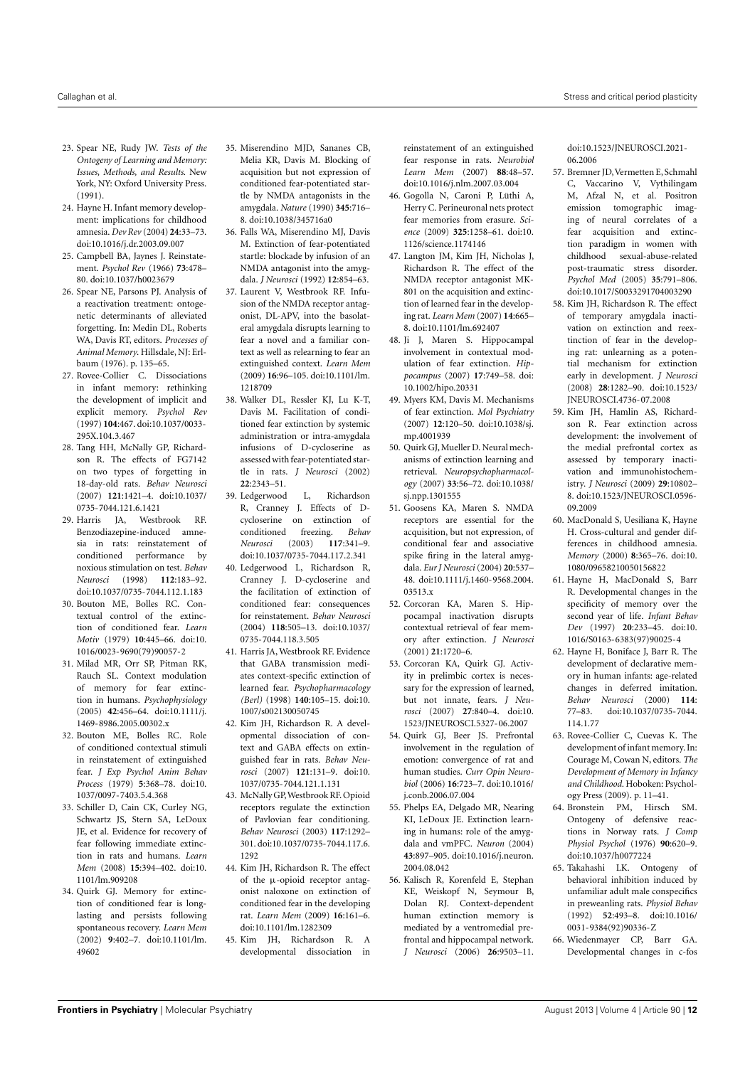23. Spear NE, Rudy JW. *Tests of the Ontogeny of Learning and Memory: Issues, Methods, and Results*. New York, NY: Oxford University Press. (1991).
24. Hayne H. Infant memory development: implications for childhood amnesia. *Dev Rev* (2004) **24**:33–73. doi:10.1016/j.dr.2003.09.007
25. Campbell BA, Jaynes J. Reinstatement. *Psychol Rev* (1966) **73**:478–80. doi:10.1037/h0023679
26. Spear NE, Parsons PJ. Analysis of a reactivation treatment: ontogenetic determinants of alleviated forgetting. In: Medin DL, Roberts WA, Davis RT, editors. *Processes of Animal Memory*. Hillsdale, NJ: Erlbaum (1976). p. 135–65.
27. Rovee-Collier C. Dissociations in infant memory: rethinking the development of implicit and explicit memory. *Psychol Rev* (1997) **104**:467. doi:10.1037/0033-295X.104.3.467
28. Tang HH, McNally GP, Richardson R. The effects of FG7142 on two types of forgetting in 18-day-old rats. *Behav Neurosci* (2007) **121**:1421–4. doi:10.1037/0735-7044.121.6.1421
29. Harris JA, Westbrook RF. Benzodiazepine-induced amnesia in rats: reinstatement of conditioned performance by noxious stimulation on test. *Behav Neurosci* (1998) **112**:183–92. doi:10.1037/0735-7044.112.1.183
30. Bouton ME, Bolles RC. Contextual control of the extinction of conditioned fear. *Learn Motiv* (1979) **10**:445–66. doi:10.1016/0023-9690(79)90057-2
31. Milad MR, Orr SP, Pitman RK, Rauch SL. Context modulation of memory for fear extinction in humans. *Psychophysiology* (2005) **42**:456–64. doi:10.1111/j.1469-8986.2005.00302.x
32. Bouton ME, Bolles RC. Role of conditioned contextual stimuli in reinstatement of extinguished fear. *J Exp Psychol Anim Behav Process* (1979) **5**:368–78. doi:10.1037/0097-7403.5.4.368
33. Schiller D, Cain CK, Curley NG, Schwartz JS, Stern SA, LeDoux JE, et al. Evidence for recovery of fear following immediate extinction in rats and humans. *Learn Mem* (2008) **15**:394–402. doi:10.1101/lm.909208
34. Quirk GJ. Memory for extinction of conditioned fear is long-lasting and persists following spontaneous recovery. *Learn Mem* (2002) **9**:402–7. doi:10.1101/lm.49602
35. Miserendino MJD, Sananes CB, Melia KR, Davis M. Blocking of acquisition but not expression of conditioned fear-potentiated startle by NMDA antagonists in the amygdala. *Nature* (1990) **345**:716–8. doi:10.1038/345716a0
36. Falls WA, Miserendino MJ, Davis M. Extinction of fear-potentiated startle: blockade by infusion of an NMDA antagonist into the amygdala. *J Neurosci* (1992) **12**:854–63.
37. Laurent V, Westbrook RF. Infusion of the NMDA receptor antagonist, DL-APV, into the basolateral amygdala disrupts learning to fear a novel and a familiar context as well as relearning to fear an extinguished context. *Learn Mem* (2009) **16**:96–105. doi:10.1101/lm.1218709
38. Walker DL, Ressler KJ, Lu K-T, Davis M. Facilitation of conditioned fear extinction by systemic administration or intra-amygdala infusions of D-cycloserine as assessed with fear-potentiated startle in rats. *J Neurosci* (2002) **22**:2343–51.
39. Ledgerwood L, Richardson R, Cranney J. Effects of D-cycloserine on extinction of conditioned freezing. *Behav Neurosci* (2003) **117**:341–9. doi:10.1037/0735-7044.117.2.341
40. Ledgerwood L, Richardson R, Cranney J. D-cycloserine and the facilitation of extinction of conditioned fear: consequences for reinstatement. *Behav Neurosci* (2004) **118**:505–13. doi:10.1037/0735-7044.118.3.505
41. Harris JA, Westbrook RF. Evidence that GABA transmission mediates context-specific extinction of learned fear. *Psychopharmacology (Berl)* (1998) **140**:105–15. doi:10.1007/s002130050745
42. Kim JH, Richardson R. A developmental dissociation of context and GABA effects on extinguished fear in rats. *Behav Neurosci* (2007) **121**:131–9. doi:10.1037/0735-7044.121.1.131
43. McNally GP, Westbrook RF. Opioid receptors regulate the extinction of Pavlovian fear conditioning. *Behav Neurosci* (2003) **117**:1292–301. doi:10.1037/0735-7044.117.6.1292
44. Kim JH, Richardson R. The effect of the μ-opioid receptor antagonist naloxone on extinction of conditioned fear in the developing rat. *Learn Mem* (2009) **16**:161–6. doi:10.1101/lm.1282309
45. Kim JH, Richardson R. A developmental dissociation in reinstatement of an extinguished fear response in rats. *Neurobiol Learn Mem* (2007) **88**:48–57. doi:10.1016/j.nlm.2007.03.004
46. Gogolla N, Caroni P, Lüthi A, Herry C. Perineuronal nets protect fear memories from erasure. *Science* (2009) **325**:1258–61. doi:10.1126/science.1174146
47. Langton JM, Kim JH, Nicholas J, Richardson R. The effect of the NMDA receptor antagonist MK-801 on the acquisition and extinction of learned fear in the developing rat. *Learn Mem* (2007) **14**:665–8. doi:10.1101/lm.692407
48. Ji J, Maren S. Hippocampal involvement in contextual modulation of fear extinction. *Hippocampus* (2007) **17**:749–58. doi:10.1002/hipo.20331
49. Myers KM, Davis M. Mechanisms of fear extinction. *Mol Psychiatry* (2007) **12**:120–50. doi:10.1038/sj.mp.4001939
50. Quirk GJ, Mueller D. Neural mechanisms of extinction learning and retrieval. *Neuropsychopharmacology* (2007) **33**:56–72. doi:10.1038/sj.npp.1301555
51. Goosens KA, Maren S. NMDA receptors are essential for the acquisition, but not expression, of conditional fear and associative spike firing in the lateral amygdala. *Eur J Neurosci* (2004) **20**:537–48. doi:10.1111/j.1460-9568.2004.03513.x
52. Corcoran KA, Maren S. Hippocampal inactivation disrupts contextual retrieval of fear memory after extinction. *J Neurosci* (2001) **21**:1720–6.
53. Corcoran KA, Quirk GJ. Activity in prelimbic cortex is necessary for the expression of learned, but not innate, fears. *J Neurosci* (2007) **27**:840–4. doi:10.1523/JNEUROSCI.5327-06.2007
54. Quirk GJ, Beer JS. Prefrontal involvement in the regulation of emotion: convergence of rat and human studies. *Curr Opin Neurobiol* (2006) **16**:723–7. doi:10.1016/j.conb.2006.07.004
55. Phelps EA, Delgado MR, Nearing KI, LeDoux JE. Extinction learning in humans: role of the amygdala and vmPFC. *Neuron* (2004) **43**:897–905. doi:10.1016/j.neuron.2004.08.042
56. Kalisch R, Korenfeld E, Stephan KE, Weiskopf N, Seymour B, Dolan RJ. Context-dependent human extinction memory is mediated by a ventromedial prefrontal and hippocampal network. *J Neurosci* (2006) **26**:9503–11. doi:10.1523/JNEUROSCI.2021-06.2006
57. Bremner JD, Vermetten E, Schmahl C, Vaccarino V, Vythilingam M, Afzal N, et al. Positron emission tomographic imaging of neural correlates of a fear acquisition and extinction paradigm in women with childhood sexual-abuse-related post-traumatic stress disorder. *Psychol Med* (2005) **35**:791–806. doi:10.1017/S0033291704003290
58. Kim JH, Richardson R. The effect of temporary amygdala inactivation on extinction and reextinction of fear in the developing rat: unlearning as a potential mechanism for extinction early in development. *J Neurosci* (2008) **28**:1282–90. doi:10.1523/JNEUROSCI.4736-07.2008
59. Kim JH, Hamlin AS, Richardson R. Fear extinction across development: the involvement of the medial prefrontal cortex as assessed by temporary inactivation and immunohistochemistry. *J Neurosci* (2009) **29**:10802–8. doi:10.1523/JNEUROSCI.0596-09.2009
60. MacDonald S, Uesiliana K, Hayne H. Cross-cultural and gender differences in childhood amnesia. *Memory* (2000) **8**:365–76. doi:10.1080/09658210050156822
61. Hayne H, MacDonald S, Barr R. Developmental changes in the specificity of memory over the second year of life. *Infant Behav Dev* (1997) **20**:233–45. doi:10.1016/S0163-6383(97)90025-4
62. Hayne H, Boniface J, Barr R. The development of declarative memory in human infants: age-related changes in deferred imitation. *Behav Neurosci* (2000) **114**:77–83. doi:10.1037/0735-7044.114.1.77
63. Rovee-Collier C, Cuevas K. The development of infant memory. In: Courage M, Cowan N, editors. *The Development of Memory in Infancy and Childhood*. Hoboken: Psychology Press (2009). p. 11–41.
64. Bronstein PM, Hirsch SM. Ontogeny of defensive reactions in Norway rats. *J Comp Physiol Psychol* (1976) **90**:620–9. doi:10.1037/h0077224
65. Takahashi LK. Ontogeny of behavioral inhibition induced by unfamiliar adult male conspecifics in preweanling rats. *Physiol Behav* (1992) **52**:493–8. doi:10.1016/0031-9384(92)90336-Z
66. Wiedenmayer CP, Barr GA. Developmental changes in c-fos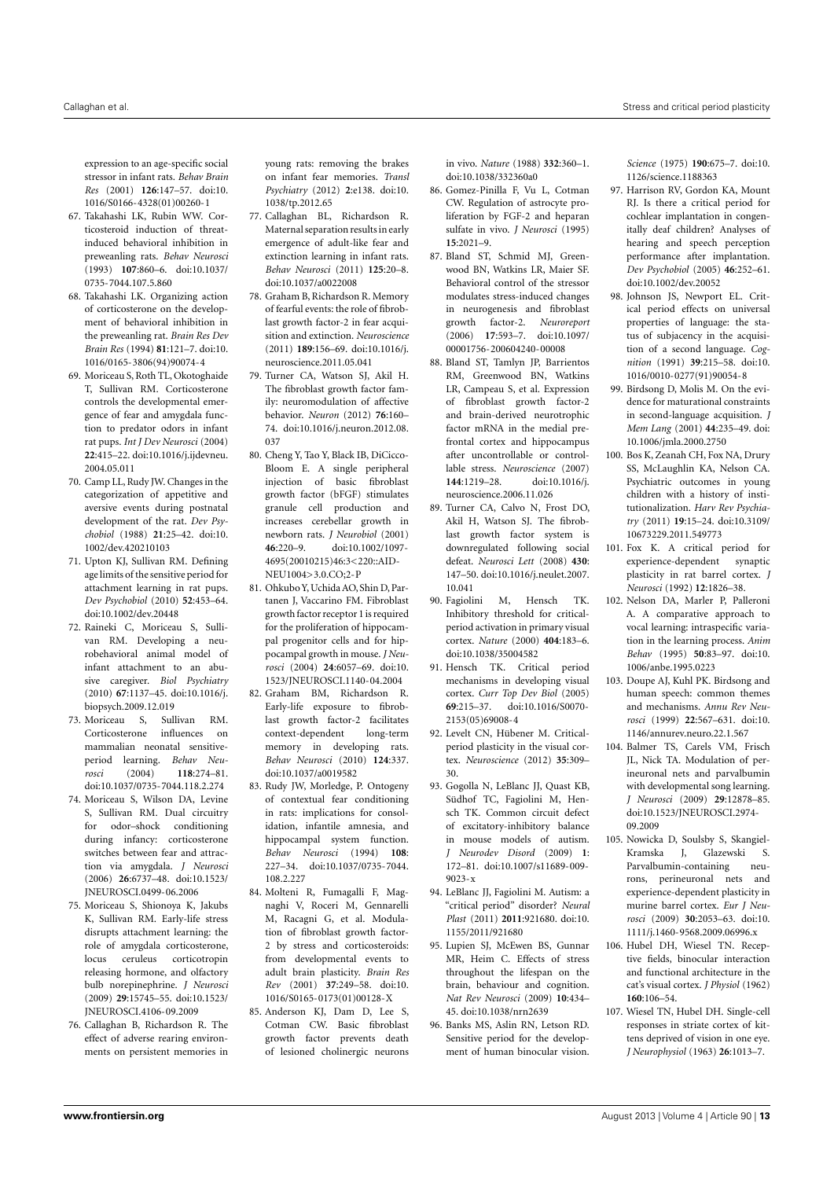expression to an age-specific social stressor in infant rats. *Behav Brain Res* (2001) **126**:147–57. doi:10.1016/S0166-4328(01)00260-1

67. Takahashi LK, Rubin WW. Corticosteroid induction of threat-induced behavioral inhibition in preweanling rats. *Behav Neurosci* (1993) **107**:860–6. doi:10.1037/0735-7044.107.5.860
68. Takahashi LK. Organizing action of corticosterone on the development of behavioral inhibition in the preweanling rat. *Brain Res Dev Brain Res* (1994) **81**:121–7. doi:10.1016/0165-3806(94)90074-4
69. Moriceau S, Roth TL, Okotoghaide T, Sullivan RM. Corticosterone controls the developmental emergence of fear and amygdala function to predator odors in infant rat pups. *Int J Dev Neurosci* (2004) **22**:415–22. doi:10.1016/j.ijdevneu.2004.05.011
70. Camp LL, Rudy JW. Changes in the categorization of appetitive and aversive events during postnatal development of the rat. *Dev Psychobiol* (1988) **21**:25–42. doi:10.1002/dev.420210103
71. Upton KJ, Sullivan RM. Defining age limits of the sensitive period for attachment learning in rat pups. *Dev Psychobiol* (2010) **52**:453–64. doi:10.1002/dev.20448
72. Raineki C, Moriceau S, Sullivan RM. Developing a neurobehavioral animal model of infant attachment to an abusive caregiver. *Biol Psychiatry* (2010) **67**:1137–45. doi:10.1016/j.biopsych.2009.12.019
73. Moriceau S, Sullivan RM. Corticosterone influences on mammalian neonatal sensitive-period learning. *Behav Neurosci* (2004) **118**:274–81. doi:10.1037/0735-7044.118.2.274
74. Moriceau S, Wilson DA, Levine S, Sullivan RM. Dual circuitry for odor–shock conditioning during infancy: corticosterone switches between fear and attraction via amygdala. *J Neurosci* (2006) **26**:6737–48. doi:10.1523/JNEUROSCI.0499-06.2006
75. Moriceau S, Shionoya K, Jakubs K, Sullivan RM. Early-life stress disrupts attachment learning: the role of amygdala corticosterone, locus ceruleus corticotropin releasing hormone, and olfactory bulb norepinephrine. *J Neurosci* (2009) **29**:15745–55. doi:10.1523/JNEUROSCI.4106-09.2009
76. Callaghan B, Richardson R. The effect of adverse rearing environments on persistent memories in young rats: removing the brakes on infant fear memories. *Transl Psychiatry* (2012) **2**:e138. doi:10.1038/tp.2012.65
77. Callaghan BL, Richardson R. Maternal separation results in early emergence of adult-like fear and extinction learning in infant rats. *Behav Neurosci* (2011) **125**:20–8. doi:10.1037/a0022008
78. Graham B, Richardson R. Memory of fearful events: the role of fibroblast growth factor-2 in fear acquisition and extinction. *Neuroscience* (2011) **189**:156–69. doi:10.1016/j.neuroscience.2011.05.041
79. Turner CA, Watson SJ, Akil H. The fibroblast growth factor family: neuromodulation of affective behavior. *Neuron* (2012) **76**:160–74. doi:10.1016/j.neuron.2012.08.037
80. Cheng Y, Tao Y, Black IB, DiCicco-Bloom E. A single peripheral injection of basic fibroblast growth factor (bFGF) stimulates granule cell production and increases cerebellar growth in newborn rats. *J Neurobiol* (2001) **46**:220–9. doi:10.1002/1097-4695(20010215)46:3<220::AID-NEU1004>3.0.CO;2-P
81. Ohkubo Y, Uchida AO, Shin D, Partanen J, Vaccarino FM. Fibroblast growth factor receptor 1 is required for the proliferation of hippocampal progenitor cells and for hippocampal growth in mouse. *J Neurosci* (2004) **24**:6057–69. doi:10.1523/JNEUROSCI.1140-04.2004
82. Graham BM, Richardson R. Early-life exposure to fibroblast growth factor-2 facilitates context-dependent long-term memory in developing rats. *Behav Neurosci* (2010) **124**:337. doi:10.1037/a0019582
83. Rudy JW, Morledge, P. Ontogeny of contextual fear conditioning in rats: implications for consolidation, infantile amnesia, and hippocampal system function. *Behav Neurosci* (1994) **108**:227–34. doi:10.1037/0735-7044.108.2.227
84. Molteni R, Fumagalli F, Magnaghi V, Roceri M, Gennarelli M, Racagni G, et al. Modulation of fibroblast growth factor-2 by stress and corticosteroids: from developmental events to adult brain plasticity. *Brain Res Rev* (2001) **37**:249–58. doi:10.1016/S0165-0173(01)00128-X
85. Anderson KJ, Dam D, Lee S, Cotman CW. Basic fibroblast growth factor prevents death of lesioned cholinergic neurons in vivo. *Nature* (1988) **332**:360–1. doi:10.1038/332360a0
86. Gomez-Pinilla F, Vu L, Cotman CW. Regulation of astrocyte proliferation by FGF-2 and heparan sulfate in vivo. *J Neurosci* (1995) **15**:2021–9.
87. Bland ST, Schmid MJ, Greenwood BN, Watkins LR, Maier SF. Behavioral control of the stressor modulates stress-induced changes in neurogenesis and fibroblast growth factor-2. *Neuroreport* (2006) **17**:593–7. doi:10.1097/00001756-200604240-00008
88. Bland ST, Tamlyn JP, Barrientos RM, Greenwood BN, Watkins LR, Campeau S, et al. Expression of fibroblast growth factor-2 and brain-derived neurotrophic factor mRNA in the medial prefrontal cortex and hippocampus after uncontrollable or controllable stress. *Neuroscience* (2007) **144**:1219–28. doi:10.1016/j.neuroscience.2006.11.026
89. Turner CA, Calvo N, Frost DO, Akil H, Watson SJ. The fibroblast growth factor system is downregulated following social defeat. *Neurosci Lett* (2008) **430**:147–50. doi:10.1016/j.neulet.2007.10.041
90. Fagiolini M, Hensch TK. Inhibitory threshold for critical-period activation in primary visual cortex. *Nature* (2000) **404**:183–6. doi:10.1038/35004582
91. Hensch TK. Critical period mechanisms in developing visual cortex. *Curr Top Dev Biol* (2005) **69**:215–37. doi:10.1016/S0070-2153(05)69008-4
92. Levelt CN, Hübener M. Critical-period plasticity in the visual cortex. *Neuroscience* (2012) **35**:309–30.
93. Gogolla N, LeBlanc JJ, Quast KB, Südhof TC, Fagiolini M, Hensch TK. Common circuit defect of excitatory-inhibitory balance in mouse models of autism. *J Neurodev Disord* (2009) **1**:172–81. doi:10.1007/s11689-009-9023-x
94. LeBlanc JJ, Fagiolini M. Autism: a "critical period" disorder? *Neural Plast* (2011) **2011**:921680. doi:10.1155/2011/921680
95. Lupien SJ, McEwen BS, Gunnar MR, Heim C. Effects of stress throughout the lifespan on the brain, behaviour and cognition. *Nat Rev Neurosci* (2009) **10**:434–45. doi:10.1038/nrn2639
96. Banks MS, Aslin RN, Letson RD. Sensitive period for the development of human binocular vision. *Science* (1975) **190**:675–7. doi:10.1126/science.1188363
97. Harrison RV, Gordon KA, Mount RJ. Is there a critical period for cochlear implantation in congenitally deaf children? Analyses of hearing and speech perception performance after implantation. *Dev Psychobiol* (2005) **46**:252–61. doi:10.1002/dev.20052
98. Johnson JS, Newport EL. Critical period effects on universal properties of language: the status of subjacency in the acquisition of a second language. *Cognition* (1991) **39**:215–58. doi:10.1016/0010-0277(91)90054-8
99. Birdsong D, Molis M. On the evidence for maturational constraints in second-language acquisition. *J Mem Lang* (2001) **44**:235–49. doi:10.1006/jmla.2000.2750
100. Bos K, Zeanah CH, Fox NA, Drury SS, McLaughlin KA, Nelson CA. Psychiatric outcomes in young children with a history of institutionalization. *Harv Rev Psychiatry* (2011) **19**:15–24. doi:10.3109/10673229.2011.549773
101. Fox K. A critical period for experience-dependent synaptic plasticity in rat barrel cortex. *J Neurosci* (1992) **12**:1826–38.
102. Nelson DA, Marler P, Palleroni A. A comparative approach to vocal learning: intraspecific variation in the learning process. *Anim Behav* (1995) **50**:83–97. doi:10.1006/anbe.1995.0223
103. Doupe AJ, Kuhl PK. Birdsong and human speech: common themes and mechanisms. *Annu Rev Neurosci* (1999) **22**:567–631. doi:10.1146/annurev.neuro.22.1.567
104. Balmer TS, Carels VM, Frisch JL, Nick TA. Modulation of perineuronal nets and parvalbumin with developmental song learning. *J Neurosci* (2009) **29**:12878–85. doi:10.1523/JNEUROSCI.2974-09.2009
105. Nowicka D, Soulsby S, Skangiel-Kramska J, Glazewski S. Parvalbumin-containing neurons, perineuronal nets and experience-dependent plasticity in murine barrel cortex. *Eur J Neurosci* (2009) **30**:2053–63. doi:10.1111/j.1460-9568.2009.06996.x
106. Hubel DH, Wiesel TN. Receptive fields, binocular interaction and functional architecture in the cat's visual cortex. *J Physiol* (1962) **160**:106–54.
107. Wiesel TN, Hubel DH. Single-cell responses in striate cortex of kittens deprived of vision in one eye. *J Neurophysiol* (1963) **26**:1013–7.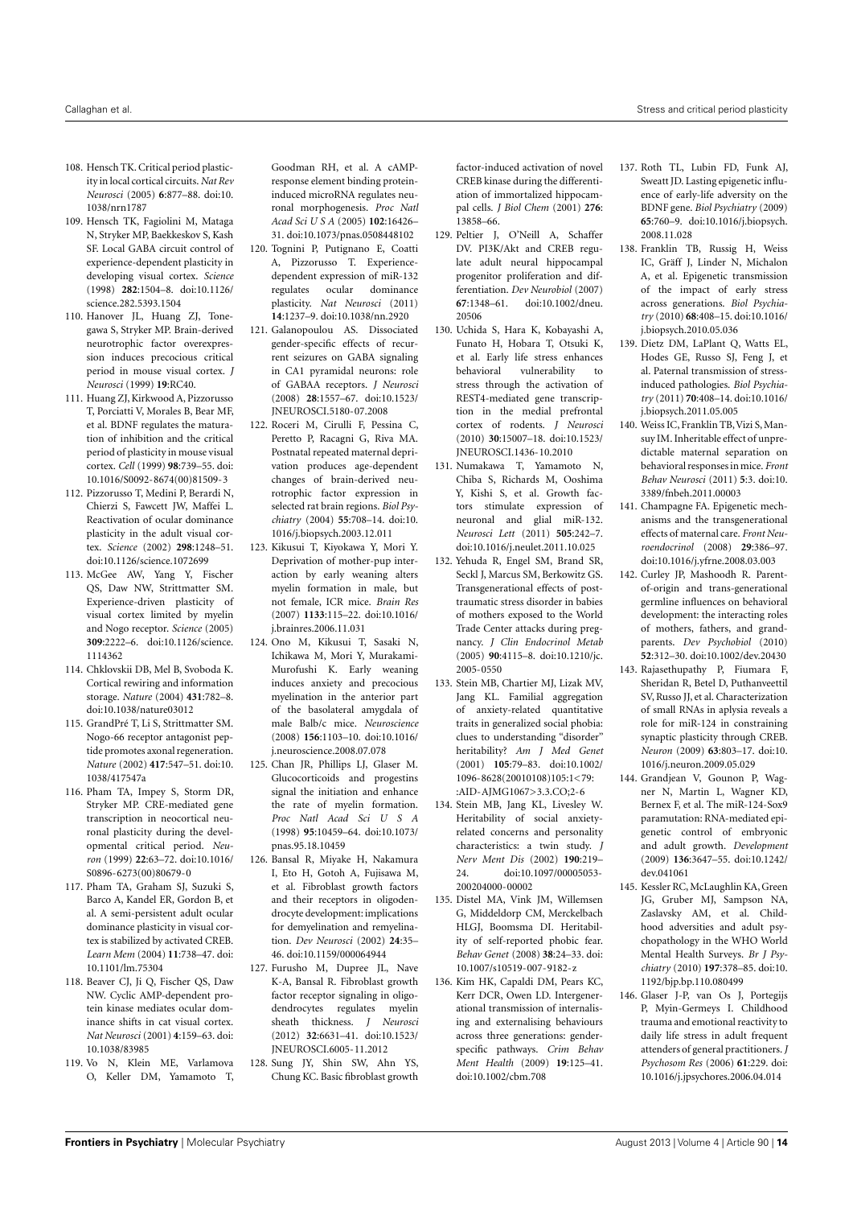108. Hensch TK. Critical period plasticity in local cortical circuits. *Nat Rev Neurosci* (2005) **6**:877–88. doi:10.1038/nrn1787

109. Hensch TK, Fagiolini M, Mataga N, Stryker MP, Baekkeskov S, Kash SF. Local GABA circuit control of experience-dependent plasticity in developing visual cortex. *Science* (1998) **282**:1504–8. doi:10.1126/science.282.5393.1504

110. Hanover JL, Huang ZJ, Tonegawa S, Stryker MP. Brain-derived neurotrophic factor overexpression induces precocious critical period in mouse visual cortex. *J Neurosci* (1999) **19**:RC40.

111. Huang ZJ, Kirkwood A, Pizzorusso T, Porciatti V, Morales B, Bear MF, et al. BDNF regulates the maturation of inhibition and the critical period of plasticity in mouse visual cortex. *Cell* (1999) **98**:739–55. doi:10.1016/S0092-8674(00)81509-3

112. Pizzorusso T, Medini P, Berardi N, Chierzi S, Fawcett JW, Maffei L. Reactivation of ocular dominance plasticity in the adult visual cortex. *Science* (2002) **298**:1248–51. doi:10.1126/science.1072699

113. McGee AW, Yang Y, Fischer QS, Daw NW, Strittmatter SM. Experience-driven plasticity of visual cortex limited by myelin and Nogo receptor. *Science* (2005) **309**:2222–6. doi:10.1126/science.1114362

114. Chklovskii DB, Mel B, Svoboda K. Cortical rewiring and information storage. *Nature* (2004) **431**:782–8. doi:10.1038/nature03012

115. GrandPré T, Li S, Strittmatter SM. Nogo-66 receptor antagonist peptide promotes axonal regeneration. *Nature* (2002) **417**:547–51. doi:10.1038/417547a

116. Pham TA, Impey S, Storm DR, Stryker MP. CRE-mediated gene transcription in neocortical neuronal plasticity during the developmental critical period. *Neuron* (1999) **22**:63–72. doi:10.1016/S0896-6273(00)80679-0

117. Pham TA, Graham SJ, Suzuki S, Barco A, Kandel ER, Gordon B, et al. A semi-persistent adult ocular dominance plasticity in visual cortex is stabilized by activated CREB. *Learn Mem* (2004) **11**:738–47. doi:10.1101/lm.75304

118. Beaver CJ, Ji Q, Fischer QS, Daw NW. Cyclic AMP-dependent protein kinase mediates ocular dominance shifts in cat visual cortex. *Nat Neurosci* (2001) **4**:159–63. doi:10.1038/83985

119. Vo N, Klein ME, Varlamova O, Keller DM, Yamamoto T, Goodman RH, et al. A cAMP-response element binding protein-induced microRNA regulates neuronal morphogenesis. *Proc Natl Acad Sci U S A* (2005) **102**:16426–31. doi:10.1073/pnas.0508448102

120. Tognini P, Putignano E, Coatti A, Pizzorusso T. Experience-dependent expression of miR-132 regulates ocular dominance plasticity. *Nat Neurosci* (2011) **14**:1237–9. doi:10.1038/nn.2920

121. Galanopoulou AS. Dissociated gender-specific effects of recurrent seizures on GABA signaling in CA1 pyramidal neurons: role of GABAA receptors. *J Neurosci* (2008) **28**:1557–67. doi:10.1523/JNEUROSCI.5180-07.2008

122. Roceri M, Cirulli F, Pessina C, Peretto P, Racagni G, Riva MA. Postnatal repeated maternal deprivation produces age-dependent changes of brain-derived neurotrophic factor expression in selected rat brain regions. *Biol Psychiatry* (2004) **55**:708–14. doi:10.1016/j.biopsych.2003.12.011

123. Kikusui T, Kiyokawa Y, Mori Y. Deprivation of mother-pup interaction by early weaning alters myelin formation in male, but not female, ICR mice. *Brain Res* (2007) **1133**:115–22. doi:10.1016/j.brainres.2006.11.031

124. Ono M, Kikusui T, Sasaki N, Ichikawa M, Mori Y, Murakami-Murofushi K. Early weaning induces anxiety and precocious myelination in the anterior part of the basolateral amygdala of male Balb/c mice. *Neuroscience* (2008) **156**:1103–10. doi:10.1016/j.neuroscience.2008.07.078

125. Chan JR, Phillips LJ, Glaser M. Glucocorticoids and progestins signal the initiation and enhance the rate of myelin formation. *Proc Natl Acad Sci U S A* (1998) **95**:10459–64. doi:10.1073/pnas.95.18.10459

126. Bansal R, Miyake H, Nakamura I, Eto H, Gotoh A, Fujisawa M, et al. Fibroblast growth factors and their receptors in oligodendrocyte development: implications for demyelination and remyelination. *Dev Neurosci* (2002) **24**:35–46. doi:10.1159/000064944

127. Furusho M, Dupree JL, Nave K-A, Bansal R. Fibroblast growth factor receptor signaling in oligodendrocytes regulates myelin sheath thickness. *J Neurosci* (2012) **32**:6631–41. doi:10.1523/JNEUROSCI.6005-11.2012

128. Sung JY, Shin SW, Ahn YS, Chung KC. Basic fibroblast growth factor-induced activation of novel CREB kinase during the differentiation of immortalized hippocampal cells. *J Biol Chem* (2001) **276**:13858–66.

129. Peltier J, O'Neill A, Schaffer DV. PI3K/Akt and CREB regulate adult neural hippocampal progenitor proliferation and differentiation. *Dev Neurobiol* (2007) **67**:1348–61. doi:10.1002/dneu.20506

130. Uchida S, Hara K, Kobayashi A, Funato H, Hobara T, Otsuki K, et al. Early life stress enhances behavioral vulnerability to stress through the activation of REST4-mediated gene transcription in the medial prefrontal cortex of rodents. *J Neurosci* (2010) **30**:15007–18. doi:10.1523/JNEUROSCI.1436-10.2010

131. Numakawa T, Yamamoto N, Chiba S, Richards M, Ooshima Y, Kishi S, et al. Growth factors stimulate expression of neuronal and glial miR-132. *Neurosci Lett* (2011) **505**:242–7. doi:10.1016/j.neulet.2011.10.025

132. Yehuda R, Engel SM, Brand SR, Seckl J, Marcus SM, Berkowitz GS. Transgenerational effects of posttraumatic stress disorder in babies of mothers exposed to the World Trade Center attacks during pregnancy. *J Clin Endocrinol Metab* (2005) **90**:4115–8. doi:10.1210/jc.2005-0550

133. Stein MB, Chartier MJ, Lizak MV, Jang KL. Familial aggregation of anxiety-related quantitative traits in generalized social phobia: clues to understanding "disorder" heritability? *Am J Med Genet* (2001) **105**:79–83. doi:10.1002/1096-8628(20010108)105:1<79::AID-AJMG1067>3.3.CO;2-6

134. Stein MB, Jang KL, Livesley W. Heritability of social anxiety-related concerns and personality characteristics: a twin study. *J Nerv Ment Dis* (2002) **190**:219–24. doi:10.1097/00005053-200204000-00002

135. Distel MA, Vink JM, Willemsen G, Middeldorp CM, Merckelbach HLGJ, Boomsma DI. Heritability of self-reported phobic fear. *Behav Genet* (2008) **38**:24–33. doi:10.1007/s10519-007-9182-z

136. Kim HK, Capaldi DM, Pears KC, Kerr DCR, Owen LD. Intergenerational transmission of internalising and externalising behaviours across three generations: gender-specific pathways. *Crim Behav Ment Health* (2009) **19**:125–41. doi:10.1002/cbm.708

137. Roth TL, Lubin FD, Funk AJ, Sweatt JD. Lasting epigenetic influence of early-life adversity on the BDNF gene. *Biol Psychiatry* (2009) **65**:760–9. doi:10.1016/j.biopsych.2008.11.028

138. Franklin TB, Russig H, Weiss IC, Gräff J, Linder N, Michalon A, et al. Epigenetic transmission of the impact of early stress across generations. *Biol Psychiatry* (2010) **68**:408–15. doi:10.1016/j.biopsych.2010.05.036

139. Dietz DM, LaPlant Q, Watts EL, Hodes GE, Russo SJ, Feng J, et al. Paternal transmission of stress-induced pathologies. *Biol Psychiatry* (2011) **70**:408–14. doi:10.1016/j.biopsych.2011.05.005

140. Weiss IC, Franklin TB, Vizi S, Mansuy IM. Inheritable effect of unpredictable maternal separation on behavioral responses in mice. *Front Behav Neurosci* (2011) **5**:3. doi:10.3389/fnbeh.2011.00003

141. Champagne FA. Epigenetic mechanisms and the transgenerational effects of maternal care. *Front Neuroendocrinol* (2008) **29**:386–97. doi:10.1016/j.yfrne.2008.03.003

142. Curley JP, Mashoodh R. Parent-of-origin and trans-generational germline influences on behavioral development: the interacting roles of mothers, fathers, and grandparents. *Dev Psychobiol* (2010) **52**:312–30. doi:10.1002/dev.20430

143. Rajasethupathy P, Fiumara F, Sheridan R, Betel D, Puthanveettil SV, Russo JJ, et al. Characterization of small RNAs in aplysia reveals a role for miR-124 in constraining synaptic plasticity through CREB. *Neuron* (2009) **63**:803–17. doi:10.1016/j.neuron.2009.05.029

144. Grandjean V, Gounon P, Wagner N, Martin L, Wagner KD, Bernex F, et al. The miR-124-Sox9 paramutation: RNA-mediated epigenetic control of embryonic and adult growth. *Development* (2009) **136**:3647–55. doi:10.1242/dev.041061

145. Kessler RC, McLaughlin KA, Green JG, Gruber MJ, Sampson NA, Zaslavsky AM, et al. Childhood adversities and adult psychopathology in the WHO World Mental Health Surveys. *Br J Psychiatry* (2010) **197**:378–85. doi:10.1192/bjp.bp.110.080499

146. Glaser J-P, van Os J, Portegijs P, Myin-Germeys I. Childhood trauma and emotional reactivity to daily life stress in adult frequent attenders of general practitioners. *J Psychosom Res* (2006) **61**:229. doi:10.1016/j.jpsychores.2006.04.014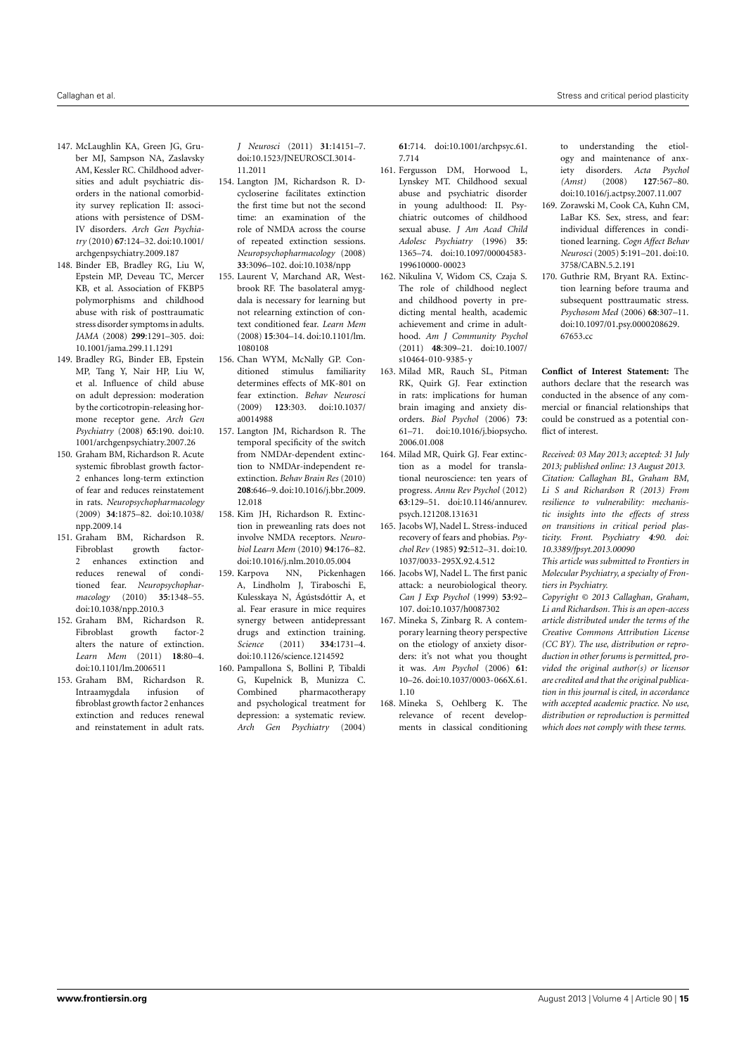147. McLaughlin KA, Green JG, Gruber MJ, Sampson NA, Zaslavsky AM, Kessler RC. Childhood adversities and adult psychiatric disorders in the national comorbidity survey replication II: associations with persistence of DSM-IV disorders. *Arch Gen Psychiatry* (2010) **67**:124–32. doi:10.1001/archgenpsychiatry.2009.187
148. Binder EB, Bradley RG, Liu W, Epstein MP, Deveau TC, Mercer KB, et al. Association of FKBP5 polymorphisms and childhood abuse with risk of posttraumatic stress disorder symptoms in adults. *JAMA* (2008) **299**:1291–305. doi:10.1001/jama.299.11.1291
149. Bradley RG, Binder EB, Epstein MP, Tang Y, Nair HP, Liu W, et al. Influence of child abuse on adult depression: moderation by the corticotropin-releasing hormone receptor gene. *Arch Gen Psychiatry* (2008) **65**:190. doi:10.1001/archgenpsychiatry.2007.26
150. Graham BM, Richardson R. Acute systemic fibroblast growth factor-2 enhances long-term extinction of fear and reduces reinstatement in rats. *Neuropsychopharmacology* (2009) **34**:1875–82. doi:10.1038/npp.2009.14
151. Graham BM, Richardson R. Fibroblast growth factor-2 enhances extinction and reduces renewal of conditioned fear. *Neuropsychopharmacology* (2010) **35**:1348–55. doi:10.1038/npp.2010.3
152. Graham BM, Richardson R. Fibroblast growth factor-2 alters the nature of extinction. *Learn Mem* (2011) **18**:80–4. doi:10.1101/lm.2006511
153. Graham BM, Richardson R. Intraamygdala infusion of fibroblast growth factor 2 enhances extinction and reduces renewal and reinstatement in adult rats. *J Neurosci* (2011) **31**:14151–7. doi:10.1523/JNEUROSCI.3014-11.2011
154. Langton JM, Richardson R. D-cycloserine facilitates extinction the first time but not the second time: an examination of the role of NMDA across the course of repeated extinction sessions. *Neuropsychopharmacology* (2008) **33**:3096–102. doi:10.1038/npp
155. Laurent V, Marchand AR, Westbrook RF. The basolateral amygdala is necessary for learning but not relearning extinction of context conditioned fear. *Learn Mem* (2008) **15**:304–14. doi:10.1101/lm.1080108
156. Chan WYM, McNally GP. Conditioned stimulus familiarity determines effects of MK-801 on fear extinction. *Behav Neurosci* (2009) **123**:303. doi:10.1037/a0014988
157. Langton JM, Richardson R. The temporal specificity of the switch from NMDAr-dependent extinction to NMDAr-independent re-extinction. *Behav Brain Res* (2010) **208**:646–9. doi:10.1016/j.bbr.2009.12.018
158. Kim JH, Richardson R. Extinction in preweanling rats does not involve NMDA receptors. *Neurobiol Learn Mem* (2010) **94**:176–82. doi:10.1016/j.nlm.2010.05.004
159. Karpova NN, Pickenhagen A, Lindholm J, Tiraboschi E, Kulesskaya N, Ágústsdóttir A, et al. Fear erasure in mice requires synergy between antidepressant drugs and extinction training. *Science* (2011) **334**:1731–4. doi:10.1126/science.1214592
160. Pampallona S, Bollini P, Tibaldi G, Kupelnick B, Munizza C. Combined pharmacotherapy and psychological treatment for depression: a systematic review. *Arch Gen Psychiatry* (2004) **61**:714. doi:10.1001/archpsyc.61.7.714
161. Fergusson DM, Horwood L, Lynskey MT. Childhood sexual abuse and psychiatric disorder in young adulthood: II. Psychiatric outcomes of childhood sexual abuse. *J Am Acad Child Adolesc Psychiatry* (1996) **35**:1365–74. doi:10.1097/00004583-199610000-00023
162. Nikulina V, Widom CS, Czaja S. The role of childhood neglect and childhood poverty in predicting mental health, academic achievement and crime in adulthood. *Am J Community Psychol* (2011) **48**:309–21. doi:10.1007/s10464-010-9385-y
163. Milad MR, Rauch SL, Pitman RK, Quirk GJ. Fear extinction in rats: implications for human brain imaging and anxiety disorders. *Biol Psychol* (2006) **73**:61–71. doi:10.1016/j.biopsycho.2006.01.008
164. Milad MR, Quirk GJ. Fear extinction as a model for translational neuroscience: ten years of progress. *Annu Rev Psychol* (2012) **63**:129–51. doi:10.1146/annurev.psych.121208.131631
165. Jacobs WJ, Nadel L. Stress-induced recovery of fears and phobias. *Psychol Rev* (1985) **92**:512–31. doi:10.1037/0033-295X.92.4.512
166. Jacobs WJ, Nadel L. The first panic attack: a neurobiological theory. *Can J Exp Psychol* (1999) **53**:92–107. doi:10.1037/h0087302
167. Mineka S, Zinbarg R. A contemporary learning theory perspective on the etiology of anxiety disorders: it's not what you thought it was. *Am Psychol* (2006) **61**:10–26. doi:10.1037/0003-066X.61.1.10
168. Mineka S, Oehlberg K. The relevance of recent developments in classical conditioning to understanding the etiology and maintenance of anxiety disorders. *Acta Psychol (Amst)* (2008) **127**:567–80. doi:10.1016/j.actpsy.2007.11.007
169. Zorawski M, Cook CA, Kuhn CM, LaBar KS. Sex, stress, and fear: individual differences in conditioned learning. *Cogn Affect Behav Neurosci* (2005) **5**:191–201. doi:10.3758/CABN.5.2.191
170. Guthrie RM, Bryant RA. Extinction learning before trauma and subsequent posttraumatic stress. *Psychosom Med* (2006) **68**:307–11. doi:10.1097/01.psy.0000208629.67653.cc

**Conflict of Interest Statement:** The authors declare that the research was conducted in the absence of any commercial or financial relationships that could be construed as a potential conflict of interest.

*Received: 03 May 2013; accepted: 31 July 2013; published online: 13 August 2013.*

*Citation: Callaghan BL, Graham BM, Li S and Richardson R (2013) From resilience to vulnerability: mechanistic insights into the effects of stress on transitions in critical period plasticity. Front. Psychiatry* **4***:90. doi: 10.3389/fpsyt.2013.00090*

*This article was submitted to Frontiers in Molecular Psychiatry, a specialty of Frontiers in Psychiatry.*

*Copyright © 2013 Callaghan, Graham, Li and Richardson. This is an open-access article distributed under the terms of the Creative Commons Attribution License (CC BY). The use, distribution or reproduction in other forums is permitted, provided the original author(s) or licensor are credited and that the original publication in this journal is cited, in accordance with accepted academic practice. No use, distribution or reproduction is permitted which does not comply with these terms.*